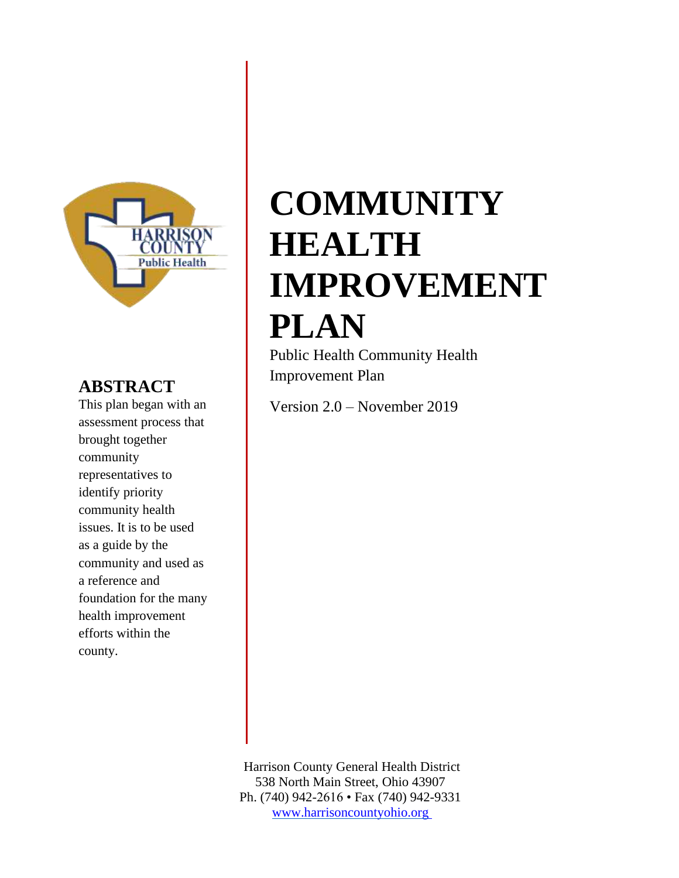# COMMUNITY HEALTH IMPROVEMENT PLAN

Public Health Community Health Improvement Plan

Version 2.0 – November 2019

## ABSTRACT

This plan began with an assessment process that brought together community representatives to identify priority community health issues. It is to be used as a guide by the community and used as a reference and foundation for the many health improvement efforts within the county.

Harrison County General Health District
538 North Main Street, Ohio 43907
Ph. (740) 942-2616 • Fax (740) 942-9331
www.harrisoncountyohio.org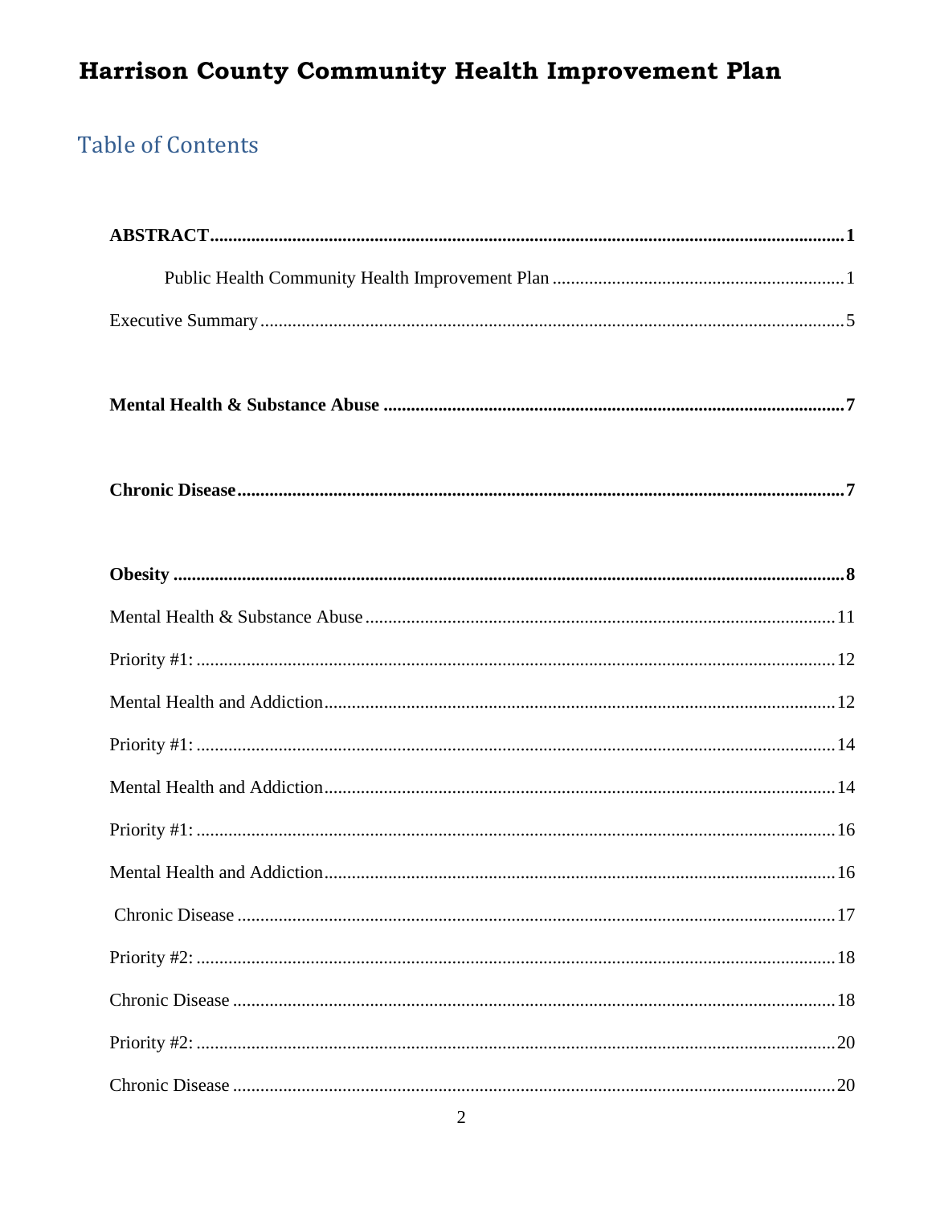# Harrison County Community Health Improvement Plan

## Table of Contents

**ABSTRACT** .......... **1**

Public Health Community Health Improvement Plan .......... 1

Executive Summary .......... 5

**Mental Health & Substance Abuse** .......... **7**

**Chronic Disease** .......... **7**

**Obesity** .......... **8**

Mental Health & Substance Abuse .......... 11

Priority #1: .......... 12

Mental Health and Addiction .......... 12

Priority #1: .......... 14

Mental Health and Addiction .......... 14

Priority #1: .......... 16

Mental Health and Addiction .......... 16

Chronic Disease .......... 17

Priority #2: .......... 18

Chronic Disease .......... 18

Priority #2: .......... 20

Chronic Disease .......... 20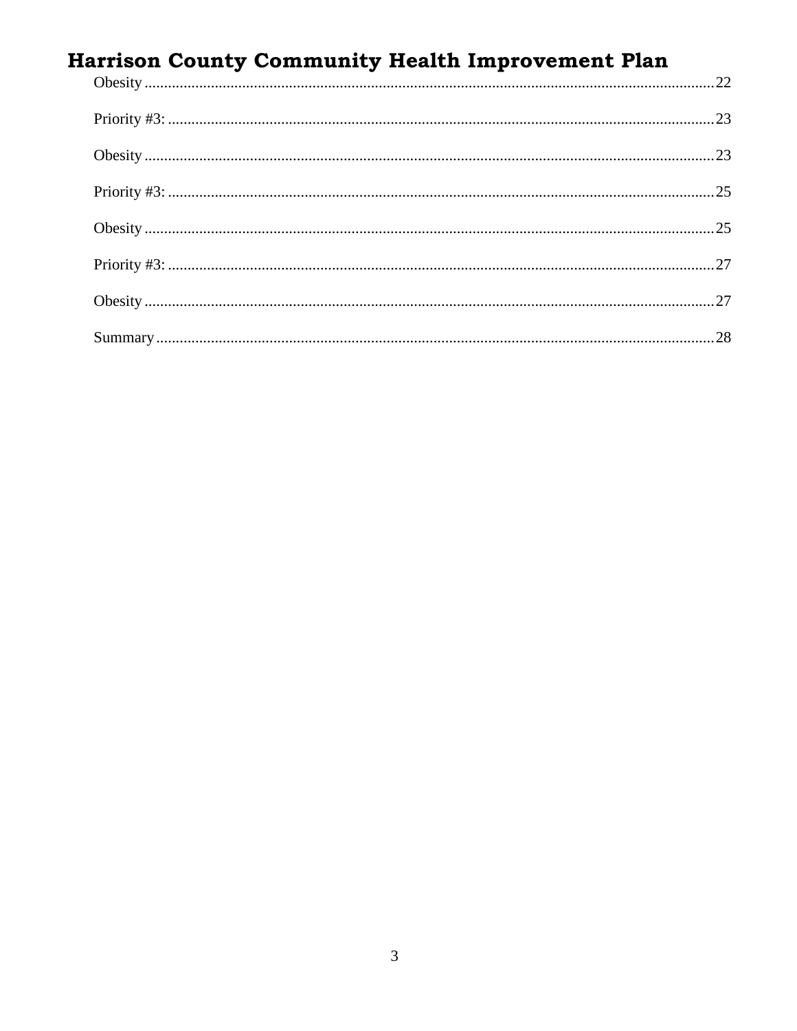Obesity ........................................................................................................................................ 22

Priority #3: ................................................................................................................................... 23

Obesity ........................................................................................................................................ 23

Priority #3: ................................................................................................................................... 25

Obesity ........................................................................................................................................ 25

Priority #3: ................................................................................................................................... 27

Obesity ........................................................................................................................................ 27

Summary ..................................................................................................................................... 28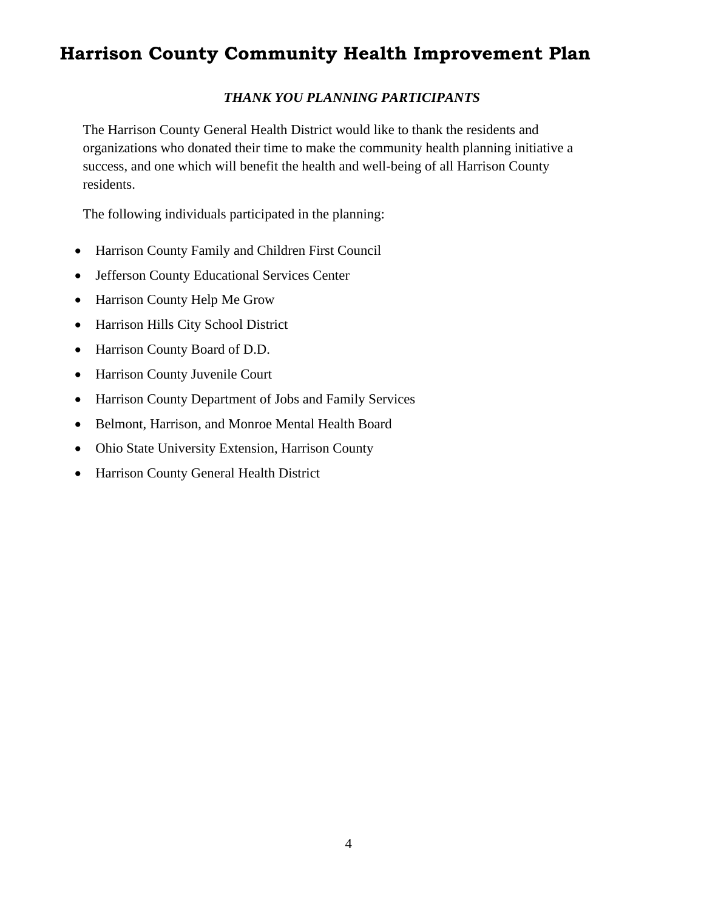# Harrison County Community Health Improvement Plan

***THANK YOU PLANNING PARTICIPANTS***

The Harrison County General Health District would like to thank the residents and organizations who donated their time to make the community health planning initiative a success, and one which will benefit the health and well-being of all Harrison County residents.

The following individuals participated in the planning:

- Harrison County Family and Children First Council
- Jefferson County Educational Services Center
- Harrison County Help Me Grow
- Harrison Hills City School District
- Harrison County Board of D.D.
- Harrison County Juvenile Court
- Harrison County Department of Jobs and Family Services
- Belmont, Harrison, and Monroe Mental Health Board
- Ohio State University Extension, Harrison County
- Harrison County General Health District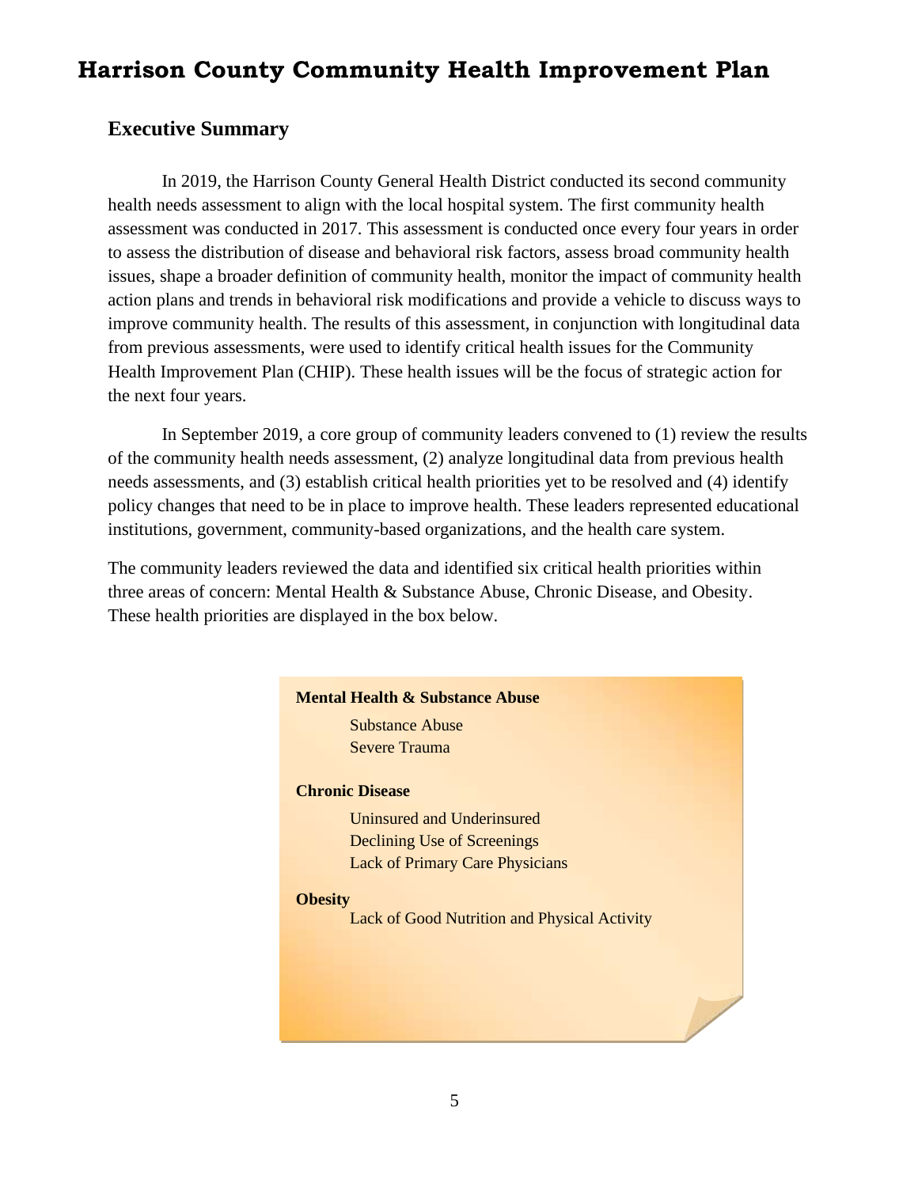# Harrison County Community Health Improvement Plan

## Executive Summary

In 2019, the Harrison County General Health District conducted its second community health needs assessment to align with the local hospital system. The first community health assessment was conducted in 2017. This assessment is conducted once every four years in order to assess the distribution of disease and behavioral risk factors, assess broad community health issues, shape a broader definition of community health, monitor the impact of community health action plans and trends in behavioral risk modifications and provide a vehicle to discuss ways to improve community health. The results of this assessment, in conjunction with longitudinal data from previous assessments, were used to identify critical health issues for the Community Health Improvement Plan (CHIP). These health issues will be the focus of strategic action for the next four years.

In September 2019, a core group of community leaders convened to (1) review the results of the community health needs assessment, (2) analyze longitudinal data from previous health needs assessments, and (3) establish critical health priorities yet to be resolved and (4) identify policy changes that need to be in place to improve health. These leaders represented educational institutions, government, community-based organizations, and the health care system.

The community leaders reviewed the data and identified six critical health priorities within three areas of concern: Mental Health & Substance Abuse, Chronic Disease, and Obesity. These health priorities are displayed in the box below.

**Mental Health & Substance Abuse**

- Substance Abuse
- Severe Trauma

**Chronic Disease**

- Uninsured and Underinsured
- Declining Use of Screenings
- Lack of Primary Care Physicians

**Obesity**

- Lack of Good Nutrition and Physical Activity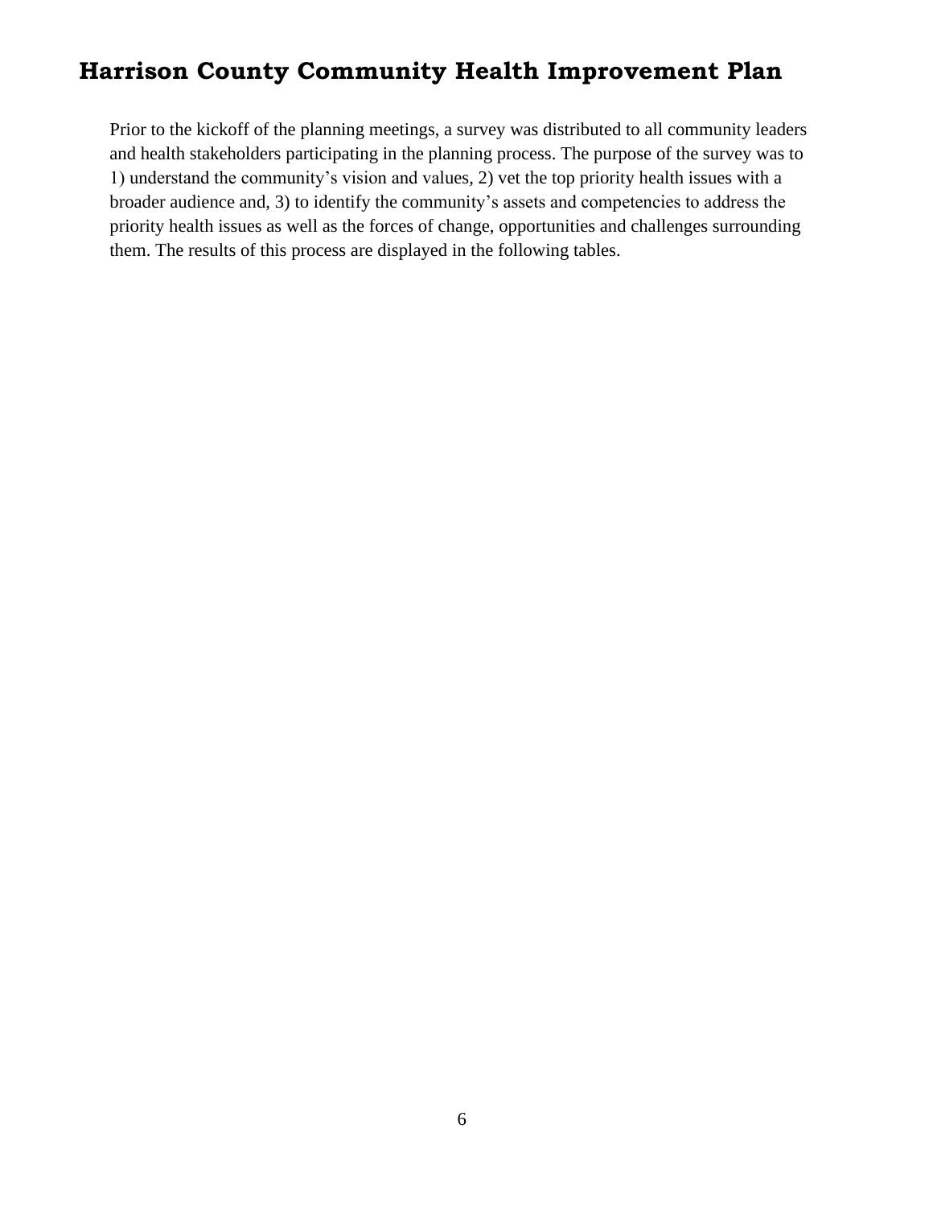# Harrison County Community Health Improvement Plan

Prior to the kickoff of the planning meetings, a survey was distributed to all community leaders and health stakeholders participating in the planning process. The purpose of the survey was to 1) understand the community's vision and values, 2) vet the top priority health issues with a broader audience and, 3) to identify the community's assets and competencies to address the priority health issues as well as the forces of change, opportunities and challenges surrounding them. The results of this process are displayed in the following tables.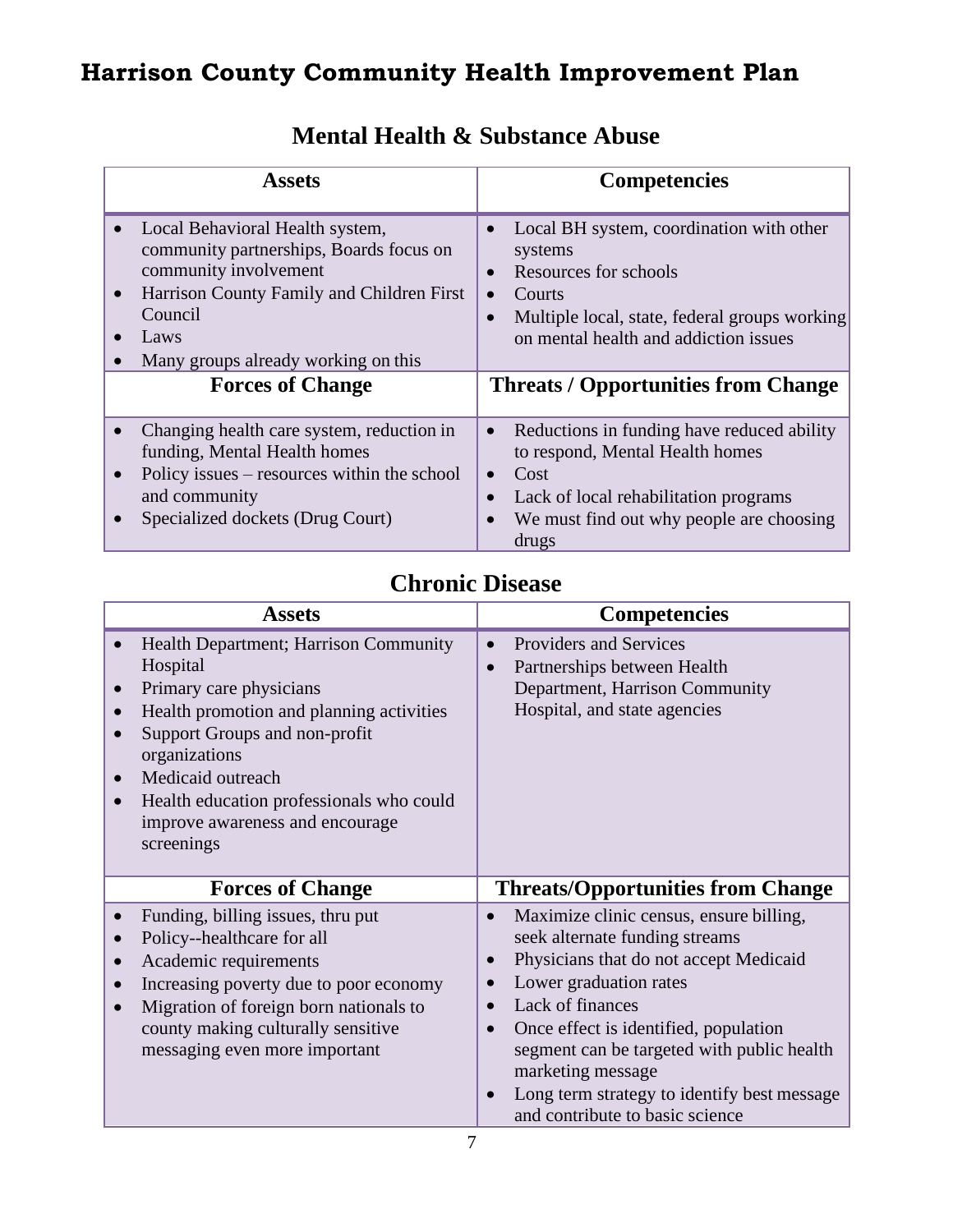# Harrison County Community Health Improvement Plan

## Mental Health & Substance Abuse

| Assets | Competencies |
|---|---|
| • Local Behavioral Health system, community partnerships, Boards focus on community involvement<br>• Harrison County Family and Children First Council<br>• Laws<br>• Many groups already working on this | • Local BH system, coordination with other systems<br>• Resources for schools<br>• Courts<br>• Multiple local, state, federal groups working on mental health and addiction issues |
| **Forces of Change** | **Threats / Opportunities from Change** |
| • Changing health care system, reduction in funding, Mental Health homes<br>• Policy issues – resources within the school and community<br>• Specialized dockets (Drug Court) | • Reductions in funding have reduced ability to respond, Mental Health homes<br>• Cost<br>• Lack of local rehabilitation programs<br>• We must find out why people are choosing drugs |

## Chronic Disease

| Assets | Competencies |
|---|---|
| • Health Department; Harrison Community Hospital<br>• Primary care physicians<br>• Health promotion and planning activities<br>• Support Groups and non-profit organizations<br>• Medicaid outreach<br>• Health education professionals who could improve awareness and encourage screenings | • Providers and Services<br>• Partnerships between Health Department, Harrison Community Hospital, and state agencies |
| **Forces of Change** | **Threats/Opportunities from Change** |
| • Funding, billing issues, thru put<br>• Policy--healthcare for all<br>• Academic requirements<br>• Increasing poverty due to poor economy<br>• Migration of foreign born nationals to county making culturally sensitive messaging even more important | • Maximize clinic census, ensure billing, seek alternate funding streams<br>• Physicians that do not accept Medicaid<br>• Lower graduation rates<br>• Lack of finances<br>• Once effect is identified, population segment can be targeted with public health marketing message<br>• Long term strategy to identify best message and contribute to basic science |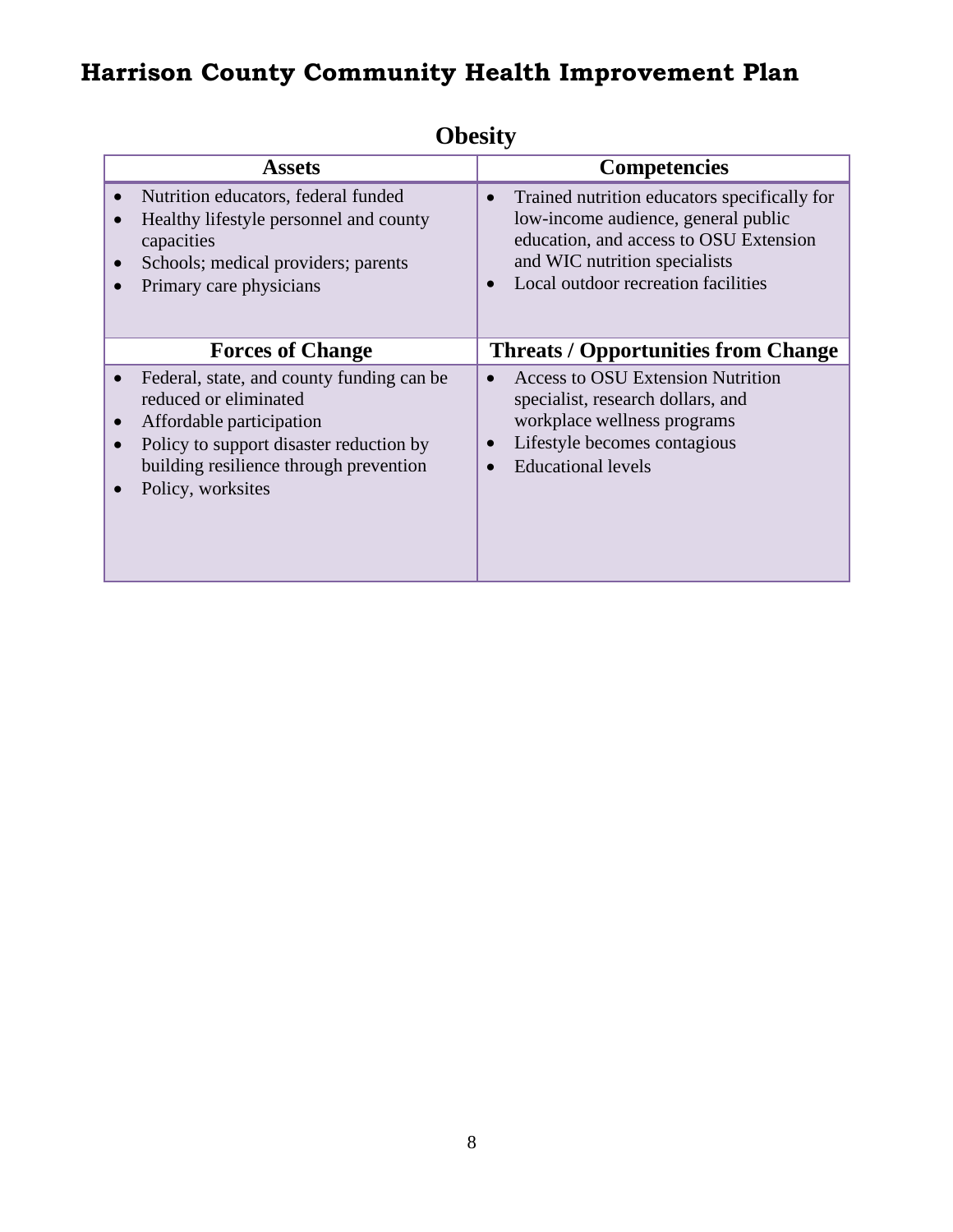## Obesity

| Assets | Competencies |
| --- | --- |
| • Nutrition educators, federal funded<br>• Healthy lifestyle personnel and county capacities<br>• Schools; medical providers; parents<br>• Primary care physicians | • Trained nutrition educators specifically for low-income audience, general public education, and access to OSU Extension and WIC nutrition specialists<br>• Local outdoor recreation facilities |
| **Forces of Change** | **Threats / Opportunities from Change** |
| • Federal, state, and county funding can be reduced or eliminated<br>• Affordable participation<br>• Policy to support disaster reduction by building resilience through prevention<br>• Policy, worksites | • Access to OSU Extension Nutrition specialist, research dollars, and workplace wellness programs<br>• Lifestyle becomes contagious<br>• Educational levels |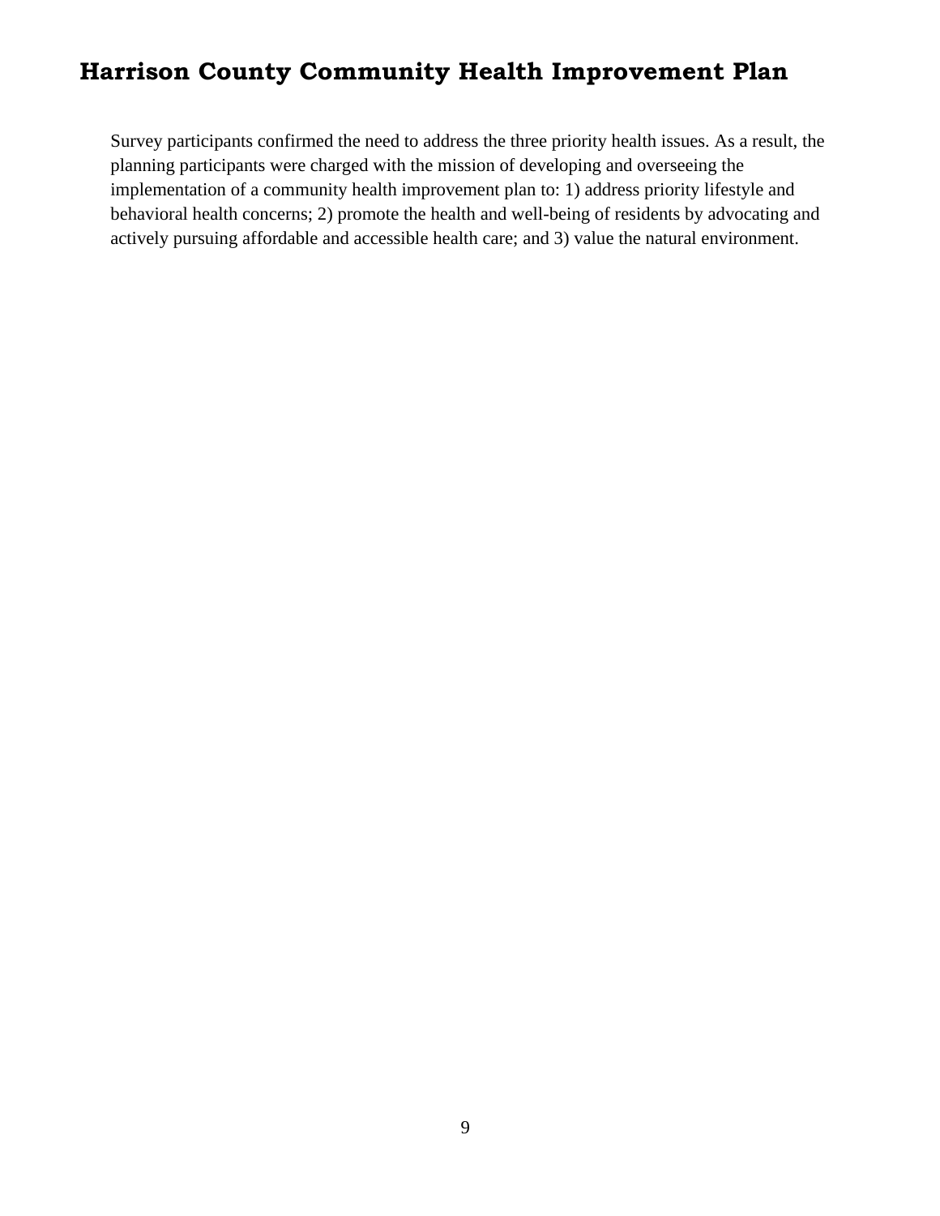Survey participants confirmed the need to address the three priority health issues. As a result, the planning participants were charged with the mission of developing and overseeing the implementation of a community health improvement plan to: 1) address priority lifestyle and behavioral health concerns; 2) promote the health and well-being of residents by advocating and actively pursuing affordable and accessible health care; and 3) value the natural environment.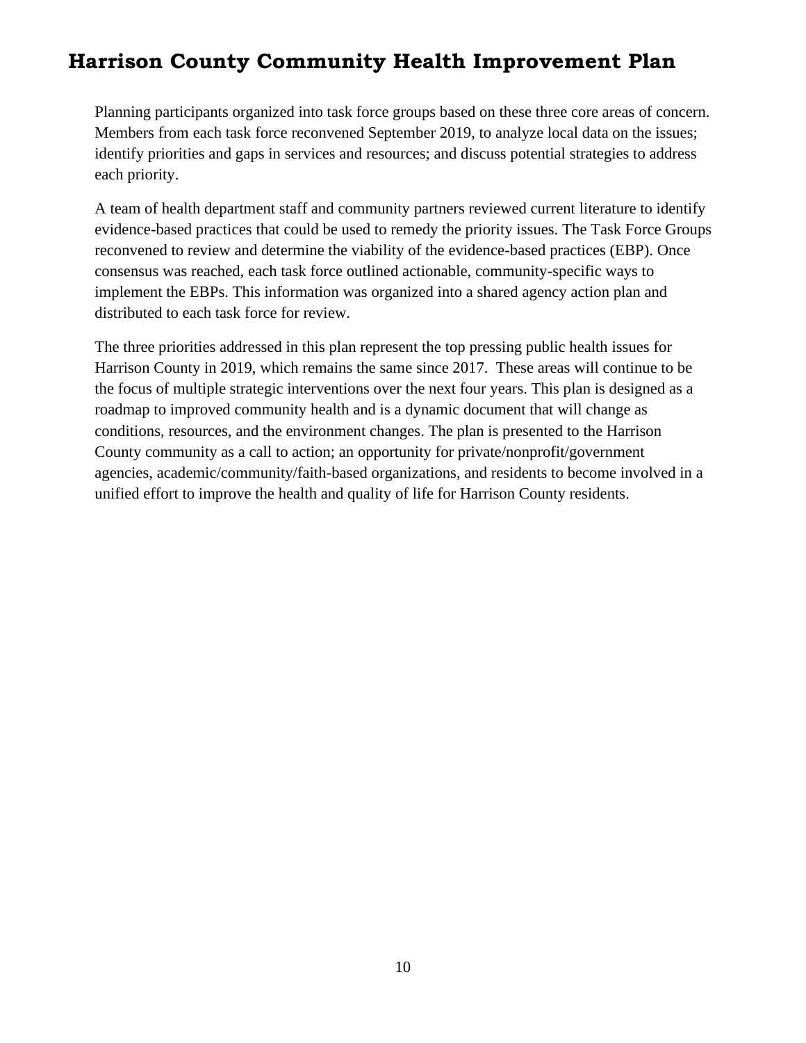Planning participants organized into task force groups based on these three core areas of concern. Members from each task force reconvened September 2019, to analyze local data on the issues; identify priorities and gaps in services and resources; and discuss potential strategies to address each priority.

A team of health department staff and community partners reviewed current literature to identify evidence-based practices that could be used to remedy the priority issues. The Task Force Groups reconvened to review and determine the viability of the evidence-based practices (EBP). Once consensus was reached, each task force outlined actionable, community-specific ways to implement the EBPs. This information was organized into a shared agency action plan and distributed to each task force for review.

The three priorities addressed in this plan represent the top pressing public health issues for Harrison County in 2019, which remains the same since 2017. These areas will continue to be the focus of multiple strategic interventions over the next four years. This plan is designed as a roadmap to improved community health and is a dynamic document that will change as conditions, resources, and the environment changes. The plan is presented to the Harrison County community as a call to action; an opportunity for private/nonprofit/government agencies, academic/community/faith-based organizations, and residents to become involved in a unified effort to improve the health and quality of life for Harrison County residents.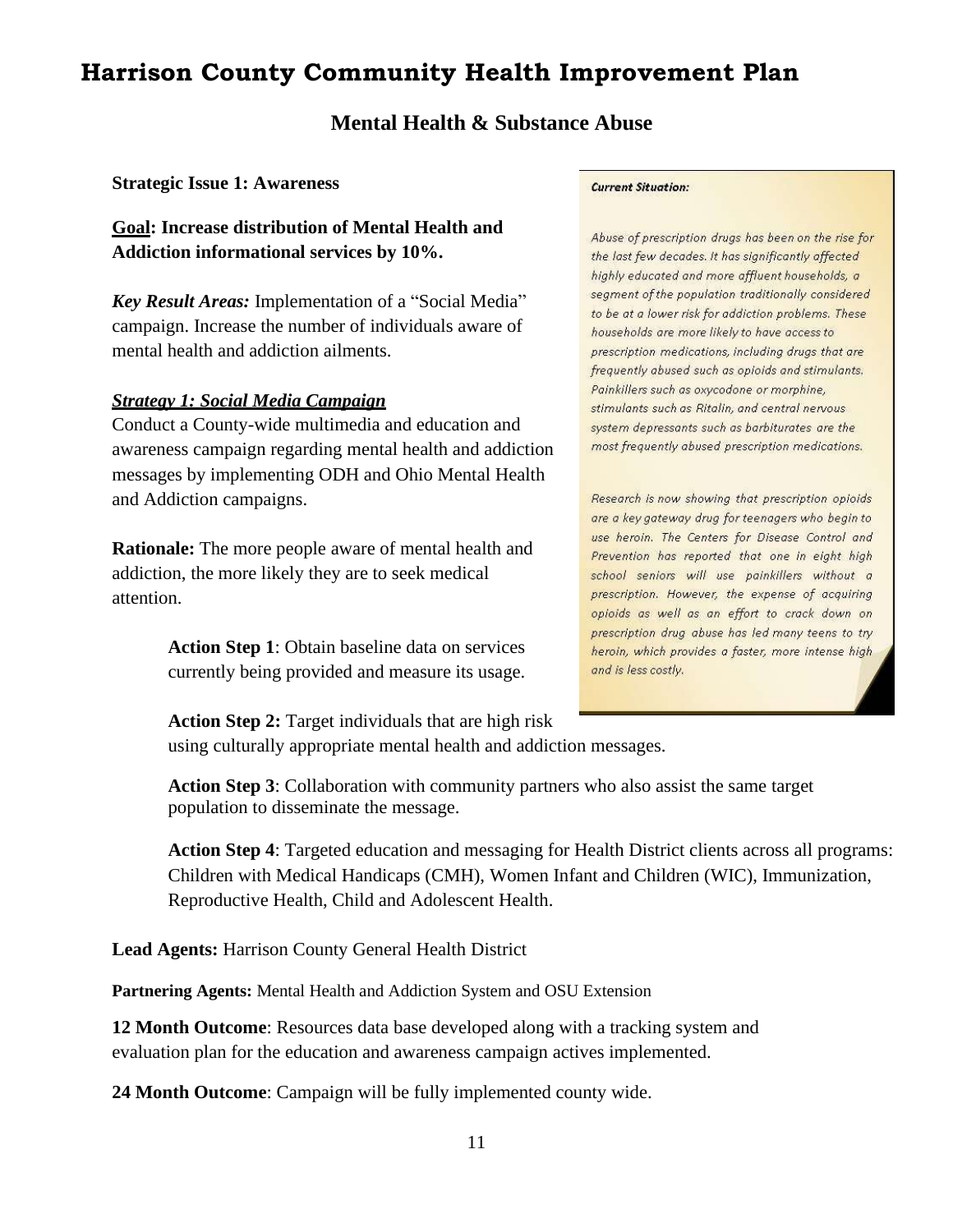# Harrison County Community Health Improvement Plan

## Mental Health & Substance Abuse

**Strategic Issue 1: Awareness**

**<u>Goal</u>: Increase distribution of Mental Health and Addiction informational services by 10%.**

***Key Result Areas:*** Implementation of a "Social Media" campaign. Increase the number of individuals aware of mental health and addiction ailments.

***<u>Strategy 1: Social Media Campaign</u>***

Conduct a County-wide multimedia and education and awareness campaign regarding mental health and addiction messages by implementing ODH and Ohio Mental Health and Addiction campaigns.

**Rationale:** The more people aware of mental health and addiction, the more likely they are to seek medical attention.

> ***Current Situation:***
>
> *Abuse of prescription drugs has been on the rise for the last few decades. It has significantly affected highly educated and more affluent households, a segment of the population traditionally considered to be at a lower risk for addiction problems. These households are more likely to have access to prescription medications, including drugs that are frequently abused such as opioids and stimulants. Painkillers such as oxycodone or morphine, stimulants such as Ritalin, and central nervous system depressants such as barbiturates are the most frequently abused prescription medications.*
>
> *Research is now showing that prescription opioids are a key gateway drug for teenagers who begin to use heroin. The Centers for Disease Control and Prevention has reported that one in eight high school seniors will use painkillers without a prescription. However, the expense of acquiring opioids as well as an effort to crack down on prescription drug abuse has led many teens to try heroin, which provides a faster, more intense high and is less costly.*

**Action Step 1**: Obtain baseline data on services currently being provided and measure its usage.

**Action Step 2:** Target individuals that are high risk using culturally appropriate mental health and addiction messages.

**Action Step 3**: Collaboration with community partners who also assist the same target population to disseminate the message.

**Action Step 4**: Targeted education and messaging for Health District clients across all programs: Children with Medical Handicaps (CMH), Women Infant and Children (WIC), Immunization, Reproductive Health, Child and Adolescent Health.

**Lead Agents:** Harrison County General Health District

**Partnering Agents:** Mental Health and Addiction System and OSU Extension

**12 Month Outcome**: Resources data base developed along with a tracking system and evaluation plan for the education and awareness campaign actives implemented.

**24 Month Outcome**: Campaign will be fully implemented county wide.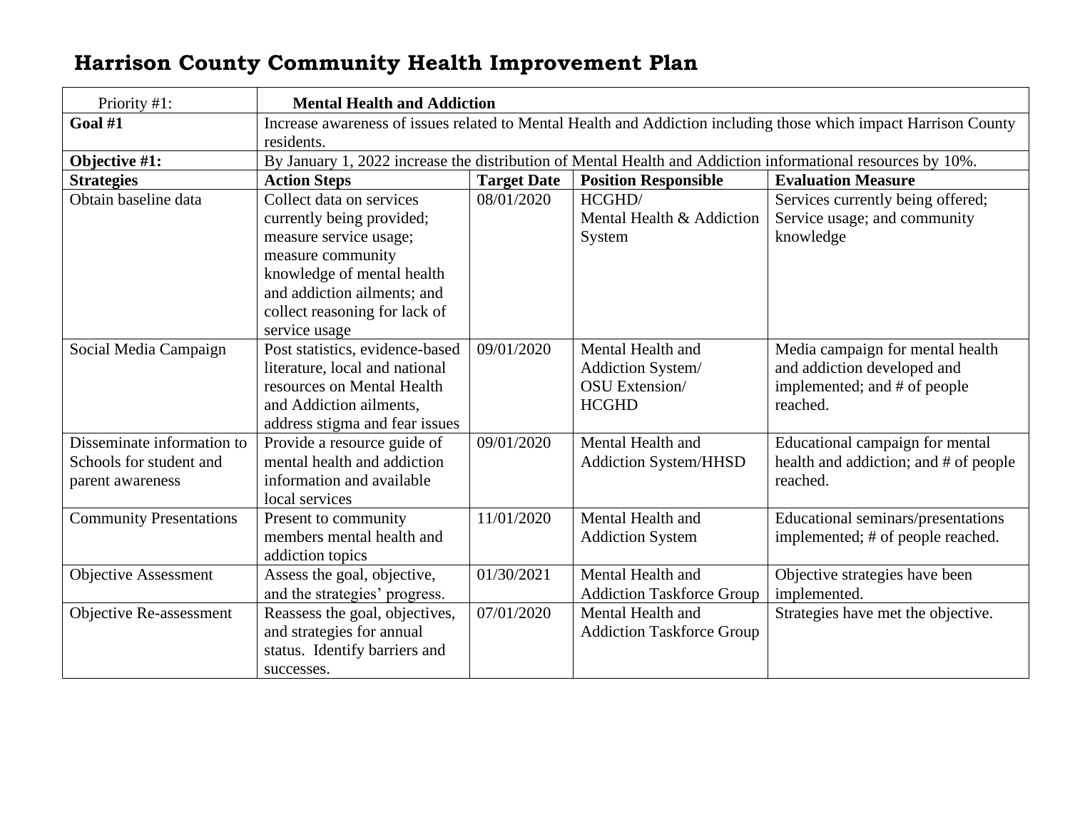# Harrison County Community Health Improvement Plan

| Priority #1: | **Mental Health and Addiction** | | | |
|---|---|---|---|---|
| **Goal #1** | Increase awareness of issues related to Mental Health and Addiction including those which impact Harrison County residents. | | | |
| **Objective #1:** | By January 1, 2022 increase the distribution of Mental Health and Addiction informational resources by 10%. | | | |
| **Strategies** | **Action Steps** | **Target Date** | **Position Responsible** | **Evaluation Measure** |
| Obtain baseline data | Collect data on services currently being provided; measure service usage; measure community knowledge of mental health and addiction ailments; and collect reasoning for lack of service usage | 08/01/2020 | HCGHD/ Mental Health & Addiction System | Services currently being offered; Service usage; and community knowledge |
| Social Media Campaign | Post statistics, evidence-based literature, local and national resources on Mental Health and Addiction ailments, address stigma and fear issues | 09/01/2020 | Mental Health and Addiction System/ OSU Extension/ HCGHD | Media campaign for mental health and addiction developed and implemented; and # of people reached. |
| Disseminate information to Schools for student and parent awareness | Provide a resource guide of mental health and addiction information and available local services | 09/01/2020 | Mental Health and Addiction System/HHSD | Educational campaign for mental health and addiction; and # of people reached. |
| Community Presentations | Present to community members mental health and addiction topics | 11/01/2020 | Mental Health and Addiction System | Educational seminars/presentations implemented; # of people reached. |
| Objective Assessment | Assess the goal, objective, and the strategies' progress. | 01/30/2021 | Mental Health and Addiction Taskforce Group | Objective strategies have been implemented. |
| Objective Re-assessment | Reassess the goal, objectives, and strategies for annual status. Identify barriers and successes. | 07/01/2020 | Mental Health and Addiction Taskforce Group | Strategies have met the objective. |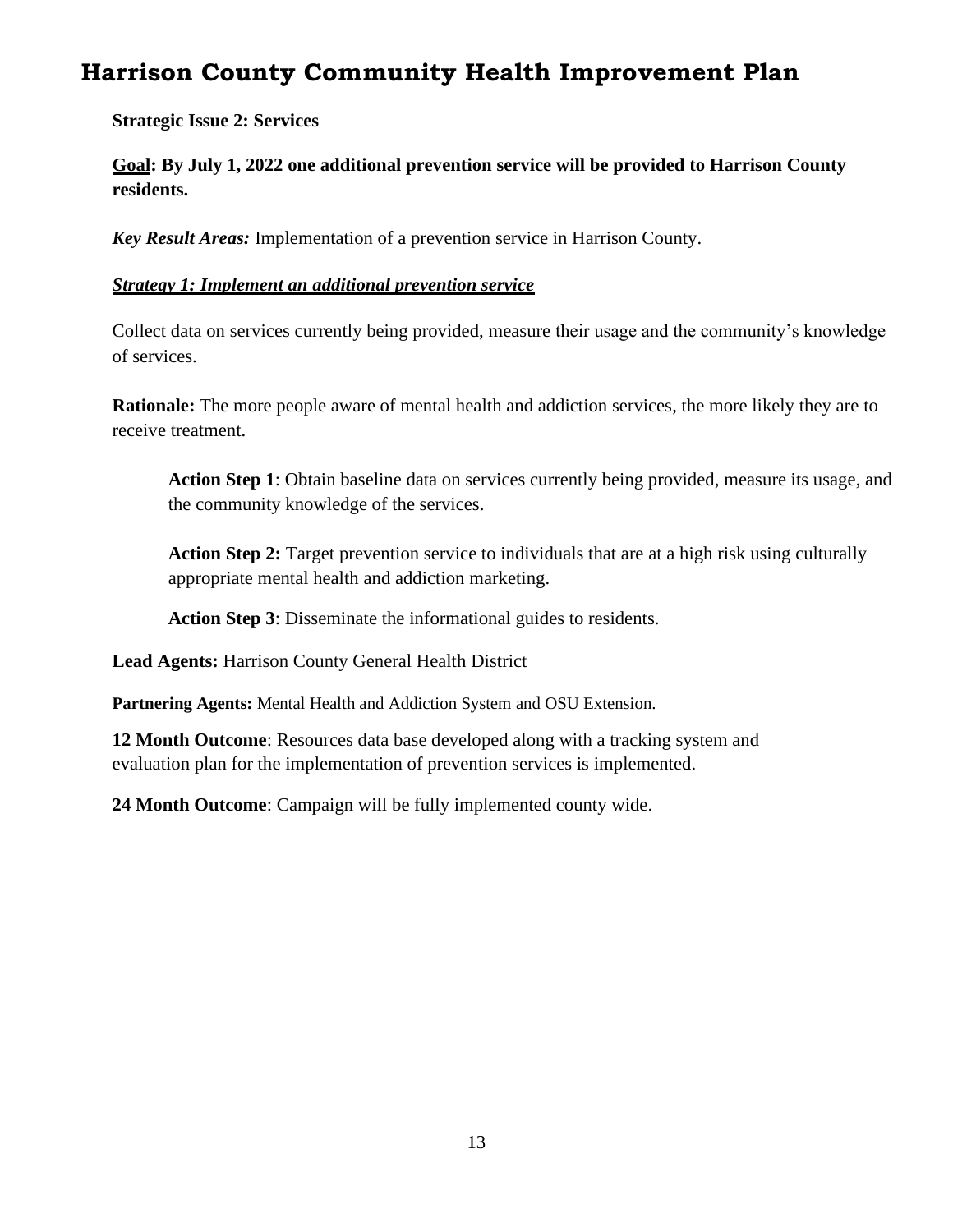# Harrison County Community Health Improvement Plan

**Strategic Issue 2: Services**

**<u>Goal</u>: By July 1, 2022 one additional prevention service will be provided to Harrison County residents.**

***Key Result Areas:*** Implementation of a prevention service in Harrison County.

***<u>Strategy 1: Implement an additional prevention service</u>***

Collect data on services currently being provided, measure their usage and the community's knowledge of services.

**Rationale:** The more people aware of mental health and addiction services, the more likely they are to receive treatment.

> **Action Step 1**: Obtain baseline data on services currently being provided, measure its usage, and the community knowledge of the services.
>
> **Action Step 2:** Target prevention service to individuals that are at a high risk using culturally appropriate mental health and addiction marketing.
>
> **Action Step 3**: Disseminate the informational guides to residents.

**Lead Agents:** Harrison County General Health District

**Partnering Agents:** Mental Health and Addiction System and OSU Extension.

**12 Month Outcome**: Resources data base developed along with a tracking system and evaluation plan for the implementation of prevention services is implemented.

**24 Month Outcome**: Campaign will be fully implemented county wide.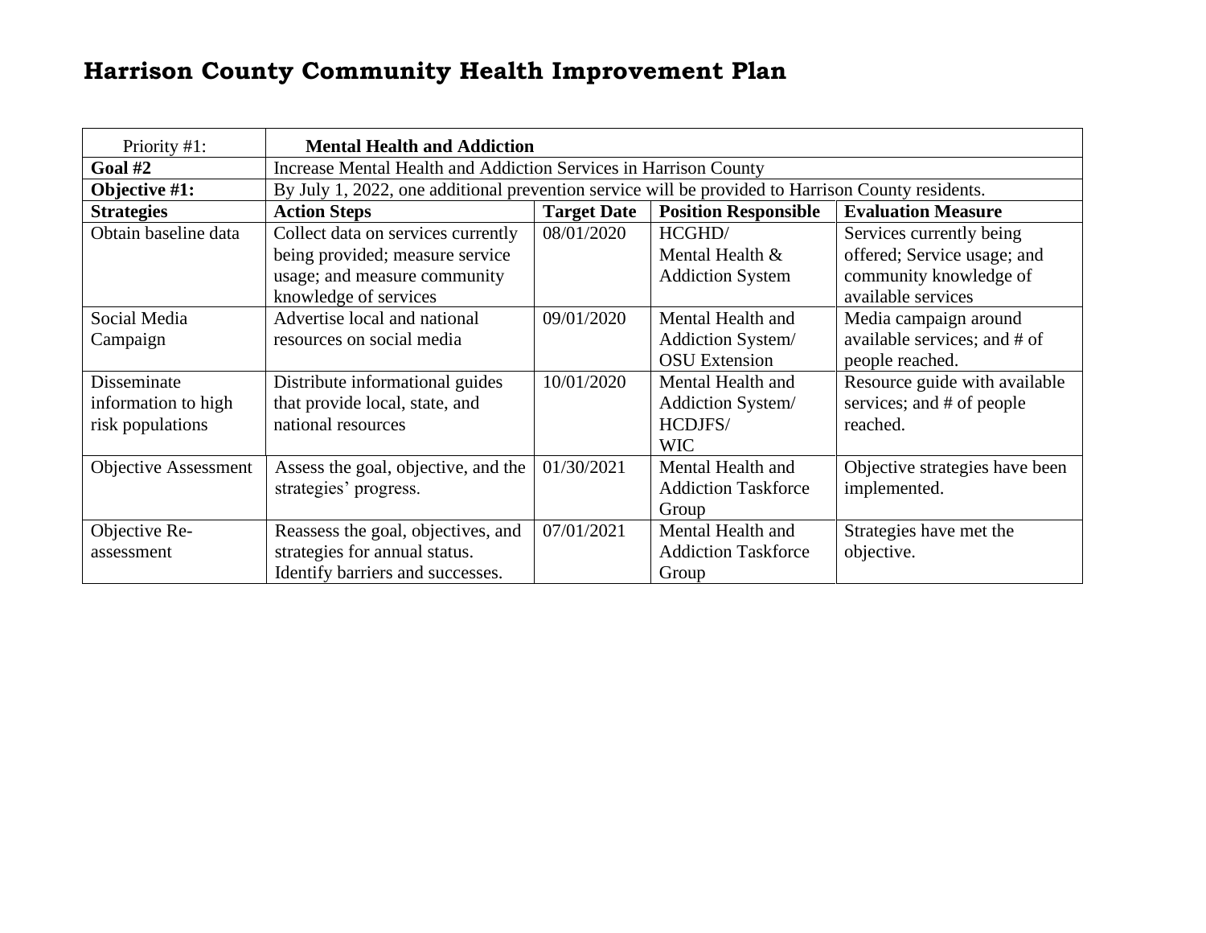# Harrison County Community Health Improvement Plan

| Priority #1: | **Mental Health and Addiction** | | | |
|---|---|---|---|---|
| **Goal #2** | Increase Mental Health and Addiction Services in Harrison County | | | |
| **Objective #1:** | By July 1, 2022, one additional prevention service will be provided to Harrison County residents. | | | |
| **Strategies** | **Action Steps** | **Target Date** | **Position Responsible** | **Evaluation Measure** |
| Obtain baseline data | Collect data on services currently being provided; measure service usage; and measure community knowledge of services | 08/01/2020 | HCGHD/ Mental Health & Addiction System | Services currently being offered; Service usage; and community knowledge of available services |
| Social Media Campaign | Advertise local and national resources on social media | 09/01/2020 | Mental Health and Addiction System/ OSU Extension | Media campaign around available services; and # of people reached. |
| Disseminate information to high risk populations | Distribute informational guides that provide local, state, and national resources | 10/01/2020 | Mental Health and Addiction System/ HCDJFS/ WIC | Resource guide with available services; and # of people reached. |
| Objective Assessment | Assess the goal, objective, and the strategies' progress. | 01/30/2021 | Mental Health and Addiction Taskforce Group | Objective strategies have been implemented. |
| Objective Re-assessment | Reassess the goal, objectives, and strategies for annual status. Identify barriers and successes. | 07/01/2021 | Mental Health and Addiction Taskforce Group | Strategies have met the objective. |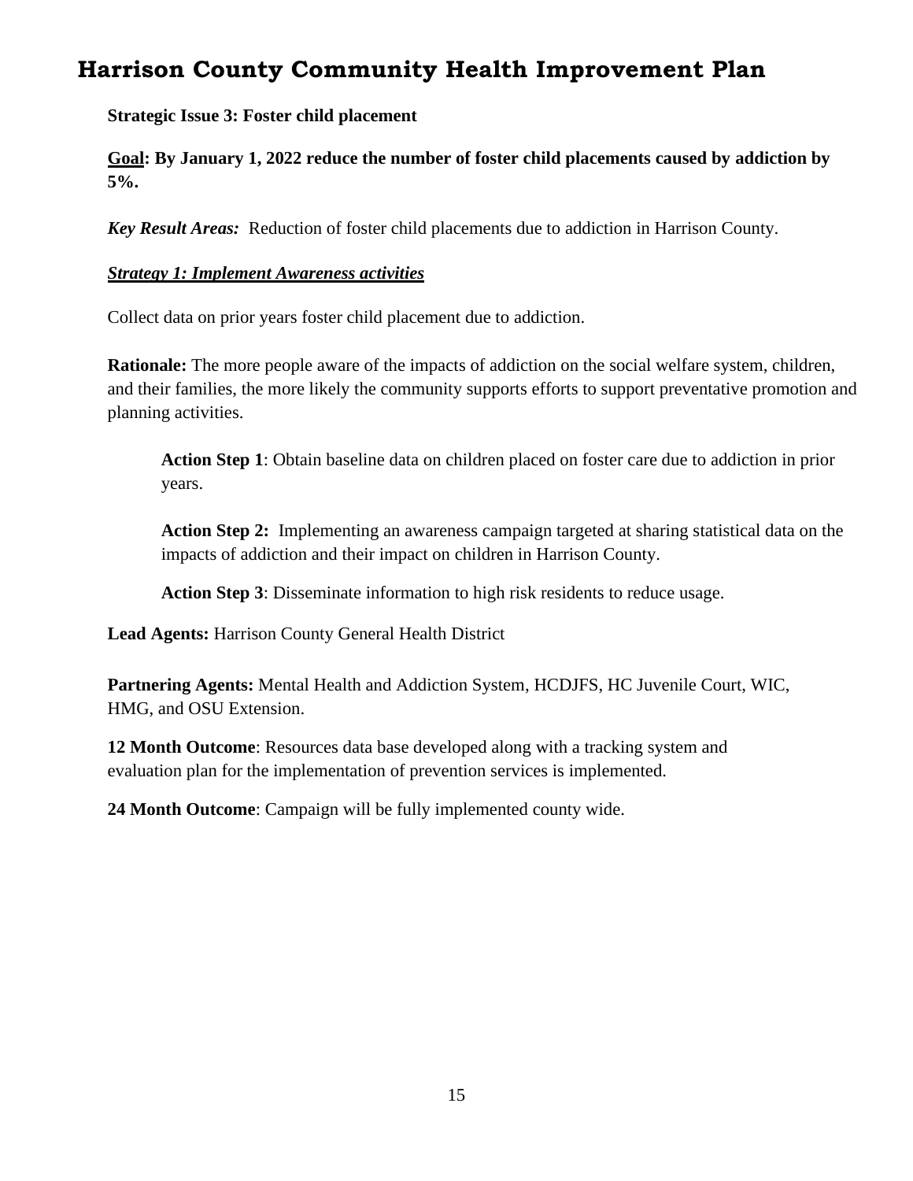# Harrison County Community Health Improvement Plan

**Strategic Issue 3: Foster child placement**

**<u>Goal</u>: By January 1, 2022 reduce the number of foster child placements caused by addiction by 5%.**

***Key Result Areas:*** Reduction of foster child placements due to addiction in Harrison County.

***<u>Strategy 1: Implement Awareness activities</u>***

Collect data on prior years foster child placement due to addiction.

**Rationale:** The more people aware of the impacts of addiction on the social welfare system, children, and their families, the more likely the community supports efforts to support preventative promotion and planning activities.

> **Action Step 1**: Obtain baseline data on children placed on foster care due to addiction in prior years.
>
> **Action Step 2:** Implementing an awareness campaign targeted at sharing statistical data on the impacts of addiction and their impact on children in Harrison County.
>
> **Action Step 3**: Disseminate information to high risk residents to reduce usage.

**Lead Agents:** Harrison County General Health District

**Partnering Agents:** Mental Health and Addiction System, HCDJFS, HC Juvenile Court, WIC, HMG, and OSU Extension.

**12 Month Outcome**: Resources data base developed along with a tracking system and evaluation plan for the implementation of prevention services is implemented.

**24 Month Outcome**: Campaign will be fully implemented county wide.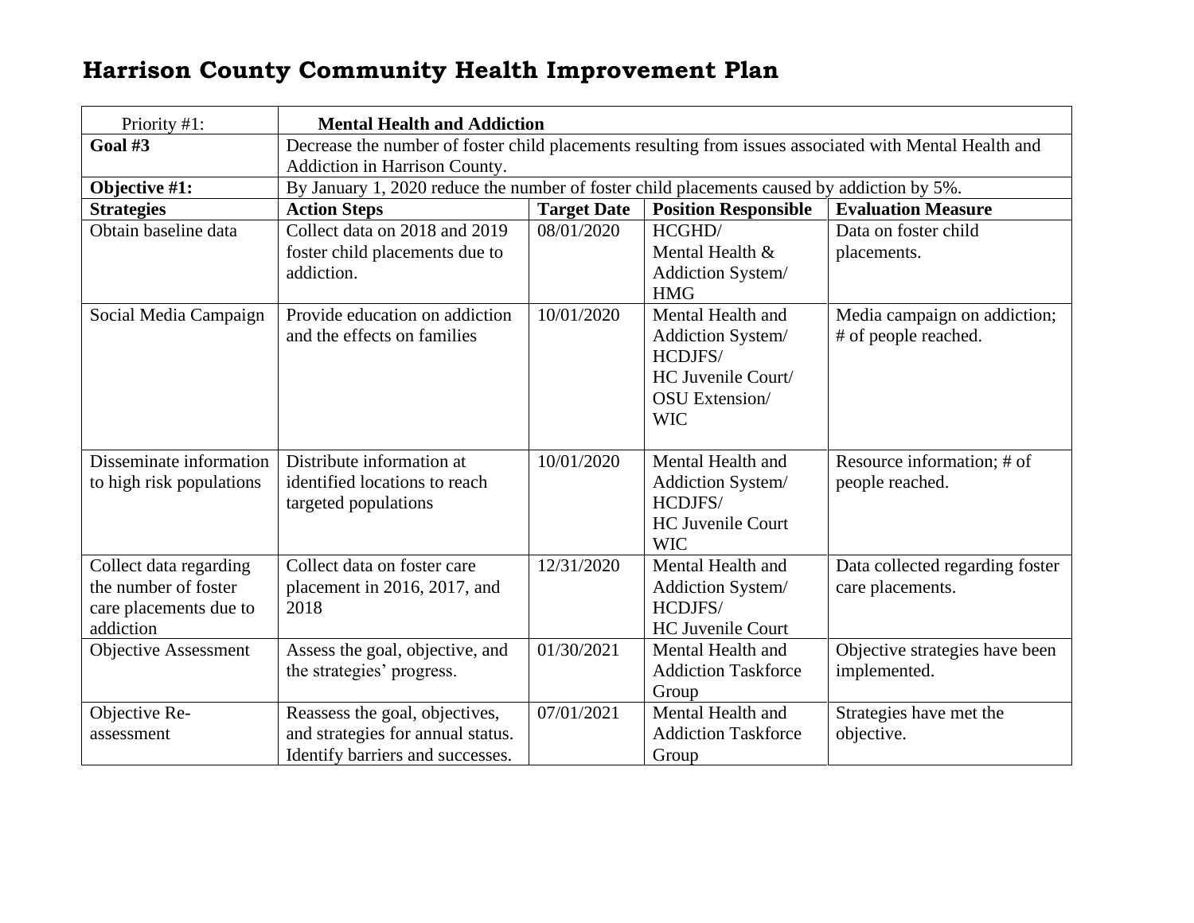# Harrison County Community Health Improvement Plan

| Priority #1: | **Mental Health and Addiction** | | | |
|---|---|---|---|---|
| **Goal #3** | Decrease the number of foster child placements resulting from issues associated with Mental Health and Addiction in Harrison County. | | | |
| **Objective #1:** | By January 1, 2020 reduce the number of foster child placements caused by addiction by 5%. | | | |
| **Strategies** | **Action Steps** | **Target Date** | **Position Responsible** | **Evaluation Measure** |
| Obtain baseline data | Collect data on 2018 and 2019 foster child placements due to addiction. | 08/01/2020 | HCGHD/ Mental Health & Addiction System/ HMG | Data on foster child placements. |
| Social Media Campaign | Provide education on addiction and the effects on families | 10/01/2020 | Mental Health and Addiction System/ HCDJFS/ HC Juvenile Court/ OSU Extension/ WIC | Media campaign on addiction; # of people reached. |
| Disseminate information to high risk populations | Distribute information at identified locations to reach targeted populations | 10/01/2020 | Mental Health and Addiction System/ HCDJFS/ HC Juvenile Court WIC | Resource information; # of people reached. |
| Collect data regarding the number of foster care placements due to addiction | Collect data on foster care placement in 2016, 2017, and 2018 | 12/31/2020 | Mental Health and Addiction System/ HCDJFS/ HC Juvenile Court | Data collected regarding foster care placements. |
| Objective Assessment | Assess the goal, objective, and the strategies' progress. | 01/30/2021 | Mental Health and Addiction Taskforce Group | Objective strategies have been implemented. |
| Objective Re-assessment | Reassess the goal, objectives, and strategies for annual status. Identify barriers and successes. | 07/01/2021 | Mental Health and Addiction Taskforce Group | Strategies have met the objective. |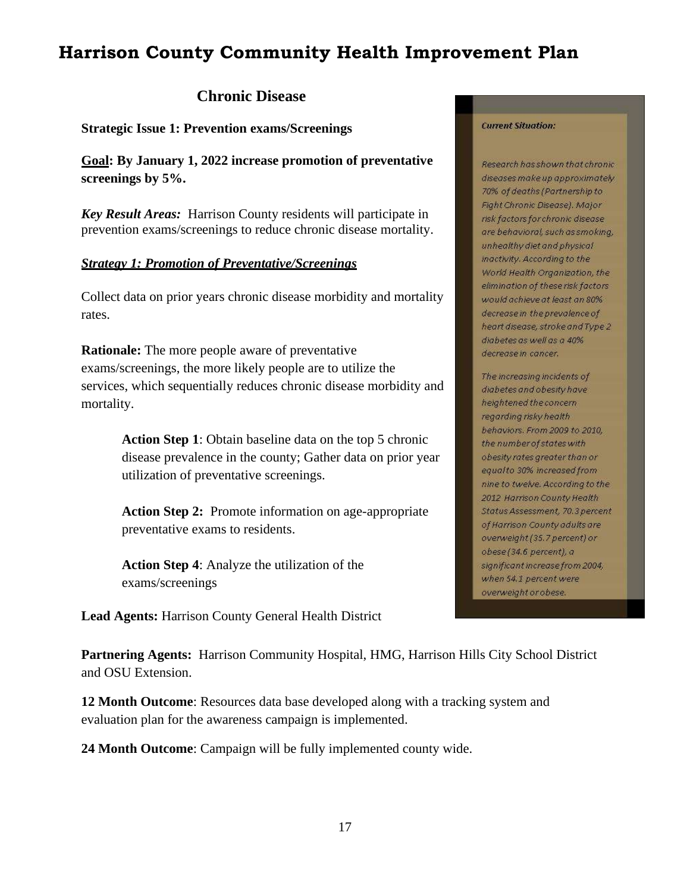# Harrison County Community Health Improvement Plan

## Chronic Disease

**Strategic Issue 1: Prevention exams/Screenings**

**<u>Goal</u>: By January 1, 2022 increase promotion of preventative screenings by 5%.**

***Key Result Areas:*** Harrison County residents will participate in prevention exams/screenings to reduce chronic disease mortality.

***<u>Strategy 1: Promotion of Preventative/Screenings</u>***

Collect data on prior years chronic disease morbidity and mortality rates.

**Rationale:** The more people aware of preventative exams/screenings, the more likely people are to utilize the services, which sequentially reduces chronic disease morbidity and mortality.

> **Action Step 1**: Obtain baseline data on the top 5 chronic disease prevalence in the county; Gather data on prior year utilization of preventative screenings.
>
> **Action Step 2:** Promote information on age-appropriate preventative exams to residents.
>
> **Action Step 4**: Analyze the utilization of the exams/screenings

**Lead Agents:** Harrison County General Health District

**Partnering Agents:** Harrison Community Hospital, HMG, Harrison Hills City School District and OSU Extension.

**12 Month Outcome**: Resources data base developed along with a tracking system and evaluation plan for the awareness campaign is implemented.

**24 Month Outcome**: Campaign will be fully implemented county wide.

***Current Situation:***

*Research has shown that chronic diseases make up approximately 70% of deaths (Partnership to Fight Chronic Disease). Major risk factors for chronic disease are behavioral, such as smoking, unhealthy diet and physical inactivity. According to the World Health Organization, the elimination of these risk factors would achieve at least an 80% decrease in the prevalence of heart disease, stroke and Type 2 diabetes as well as a 40% decrease in cancer.*

*The increasing incidents of diabetes and obesity have heightened the concern regarding risky health behaviors. From 2009 to 2010, the number of states with obesity rates greater than or equal to 30% increased from nine to twelve. According to the 2012 Harrison County Health Status Assessment, 70.3 percent of Harrison County adults are overweight (35.7 percent) or obese (34.6 percent), a significant increase from 2004, when 54.1 percent were overweight or obese.*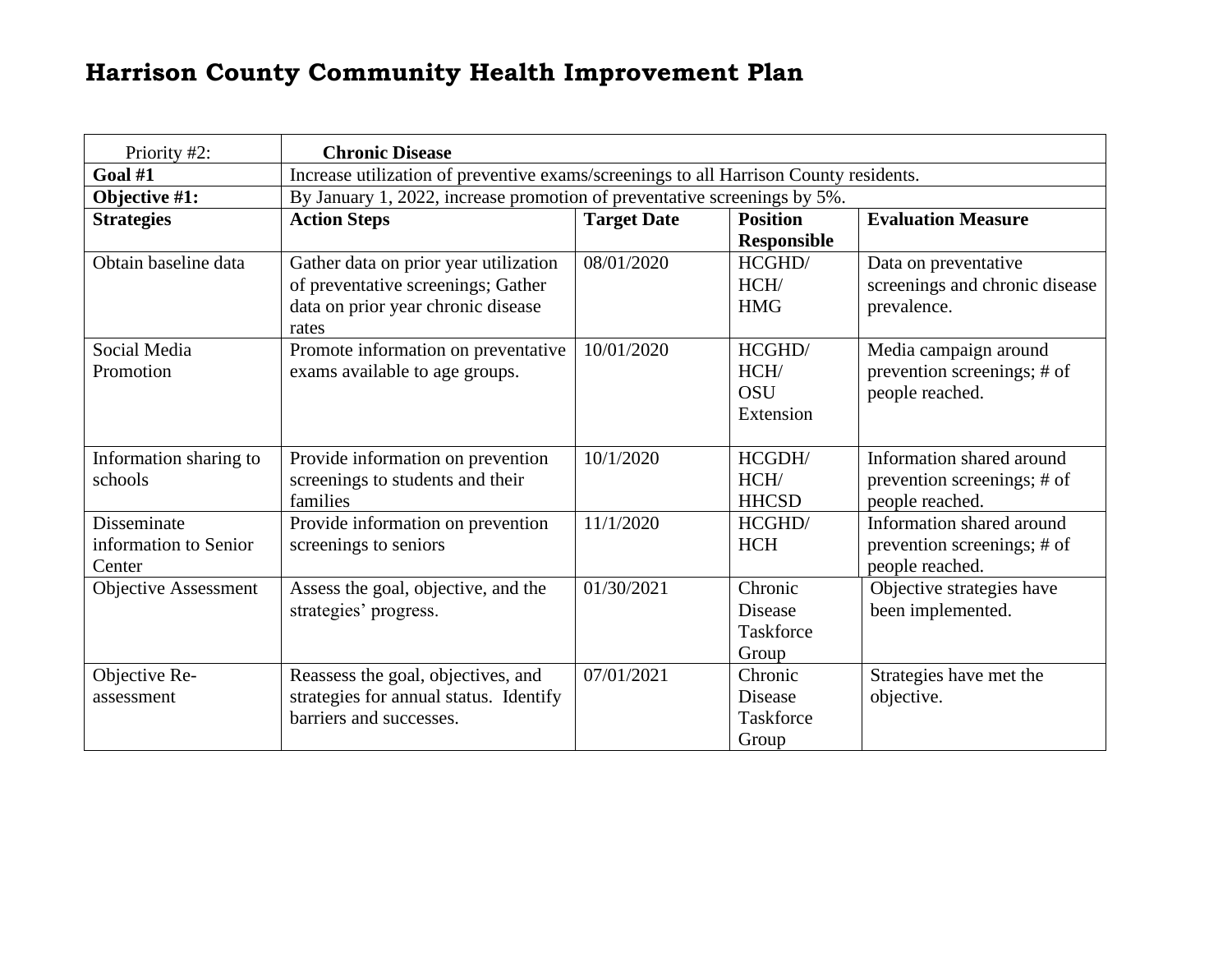# Harrison County Community Health Improvement Plan

| Priority #2: | **Chronic Disease** | | | |
|---|---|---|---|---|
| **Goal #1** | Increase utilization of preventive exams/screenings to all Harrison County residents. | | | |
| **Objective #1:** | By January 1, 2022, increase promotion of preventative screenings by 5%. | | | |
| **Strategies** | **Action Steps** | **Target Date** | **Position Responsible** | **Evaluation Measure** |
| Obtain baseline data | Gather data on prior year utilization of preventative screenings; Gather data on prior year chronic disease rates | 08/01/2020 | HCGHD/ HCH/ HMG | Data on preventative screenings and chronic disease prevalence. |
| Social Media Promotion | Promote information on preventative exams available to age groups. | 10/01/2020 | HCGHD/ HCH/ OSU Extension | Media campaign around prevention screenings; # of people reached. |
| Information sharing to schools | Provide information on prevention screenings to students and their families | 10/1/2020 | HCGDH/ HCH/ HHCSD | Information shared around prevention screenings; # of people reached. |
| Disseminate information to Senior Center | Provide information on prevention screenings to seniors | 11/1/2020 | HCGHD/ HCH | Information shared around prevention screenings; # of people reached. |
| Objective Assessment | Assess the goal, objective, and the strategies' progress. | 01/30/2021 | Chronic Disease Taskforce Group | Objective strategies have been implemented. |
| Objective Re-assessment | Reassess the goal, objectives, and strategies for annual status. Identify barriers and successes. | 07/01/2021 | Chronic Disease Taskforce Group | Strategies have met the objective. |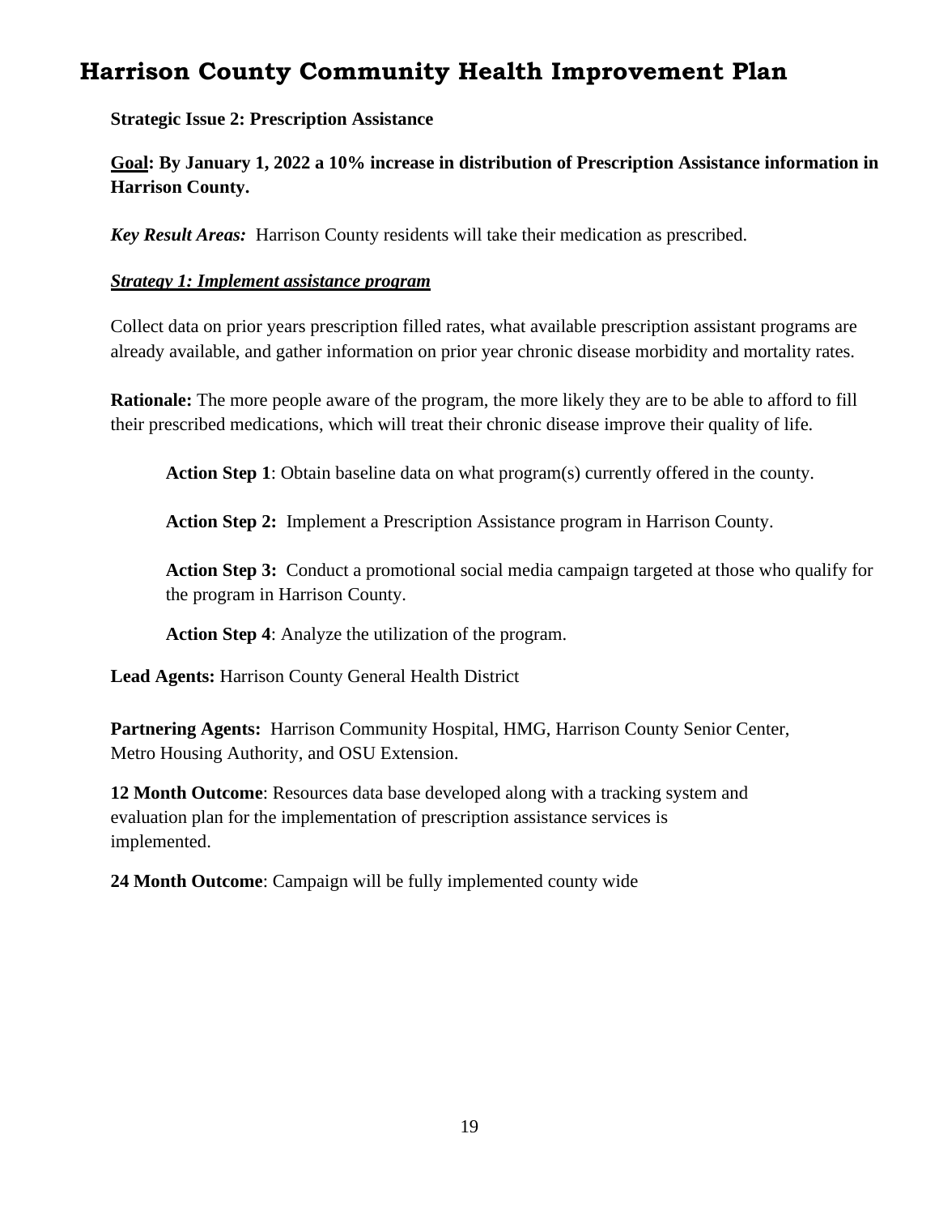# Harrison County Community Health Improvement Plan

**Strategic Issue 2: Prescription Assistance**

**<u>Goal</u>: By January 1, 2022 a 10% increase in distribution of Prescription Assistance information in Harrison County.**

***Key Result Areas:*** Harrison County residents will take their medication as prescribed.

***<u>Strategy 1: Implement assistance program</u>***

Collect data on prior years prescription filled rates, what available prescription assistant programs are already available, and gather information on prior year chronic disease morbidity and mortality rates.

**Rationale:** The more people aware of the program, the more likely they are to be able to afford to fill their prescribed medications, which will treat their chronic disease improve their quality of life.

> **Action Step 1**: Obtain baseline data on what program(s) currently offered in the county.
>
> **Action Step 2:** Implement a Prescription Assistance program in Harrison County.
>
> **Action Step 3:** Conduct a promotional social media campaign targeted at those who qualify for the program in Harrison County.
>
> **Action Step 4**: Analyze the utilization of the program.

**Lead Agents:** Harrison County General Health District

**Partnering Agents:** Harrison Community Hospital, HMG, Harrison County Senior Center, Metro Housing Authority, and OSU Extension.

**12 Month Outcome**: Resources data base developed along with a tracking system and evaluation plan for the implementation of prescription assistance services is implemented.

**24 Month Outcome**: Campaign will be fully implemented county wide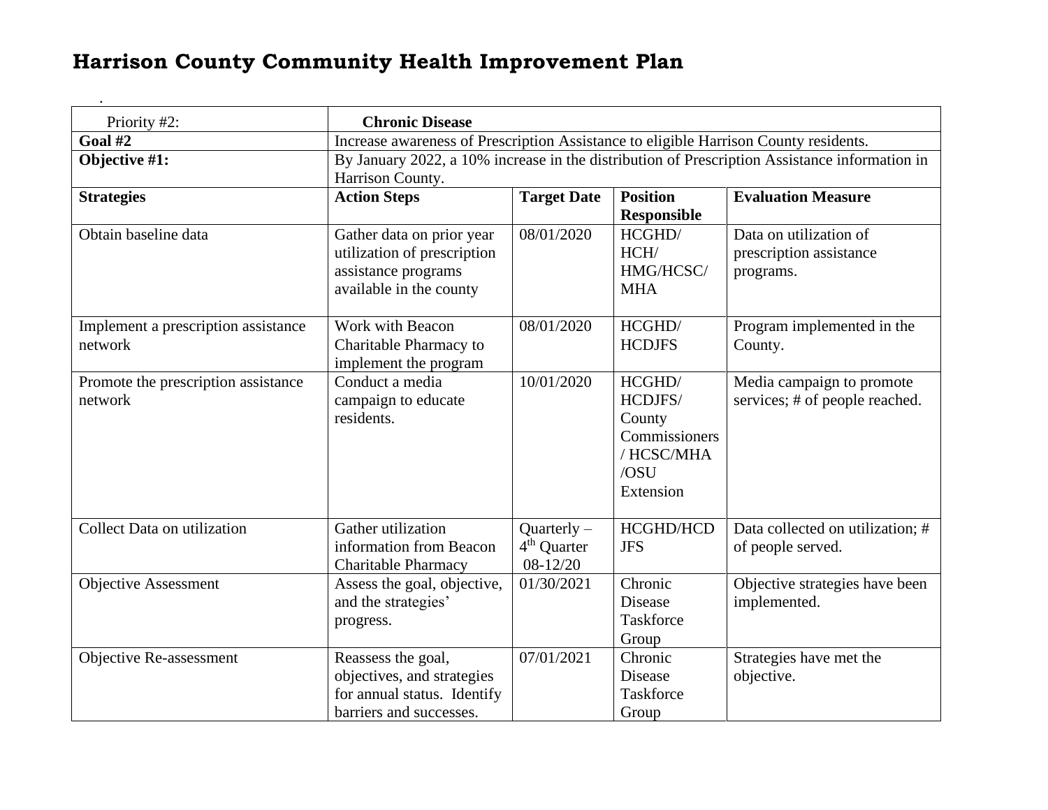# Harrison County Community Health Improvement Plan

.

| Priority #2: | **Chronic Disease** | | | |
|---|---|---|---|---|
| **Goal #2** | Increase awareness of Prescription Assistance to eligible Harrison County residents. | | | |
| **Objective #1:** | By January 2022, a 10% increase in the distribution of Prescription Assistance information in Harrison County. | | | |
| **Strategies** | **Action Steps** | **Target Date** | **Position Responsible** | **Evaluation Measure** |
| Obtain baseline data | Gather data on prior year utilization of prescription assistance programs available in the county | 08/01/2020 | HCGHD/ HCH/ HMG/HCSC/ MHA | Data on utilization of prescription assistance programs. |
| Implement a prescription assistance network | Work with Beacon Charitable Pharmacy to implement the program | 08/01/2020 | HCGHD/ HCDJFS | Program implemented in the County. |
| Promote the prescription assistance network | Conduct a media campaign to educate residents. | 10/01/2020 | HCGHD/ HCDJFS/ County Commissioners / HCSC/MHA /OSU Extension | Media campaign to promote services; # of people reached. |
| Collect Data on utilization | Gather utilization information from Beacon Charitable Pharmacy | Quarterly – 4th Quarter 08-12/20 | HCGHD/HCD JFS | Data collected on utilization; # of people served. |
| Objective Assessment | Assess the goal, objective, and the strategies' progress. | 01/30/2021 | Chronic Disease Taskforce Group | Objective strategies have been implemented. |
| Objective Re-assessment | Reassess the goal, objectives, and strategies for annual status. Identify barriers and successes. | 07/01/2021 | Chronic Disease Taskforce Group | Strategies have met the objective. |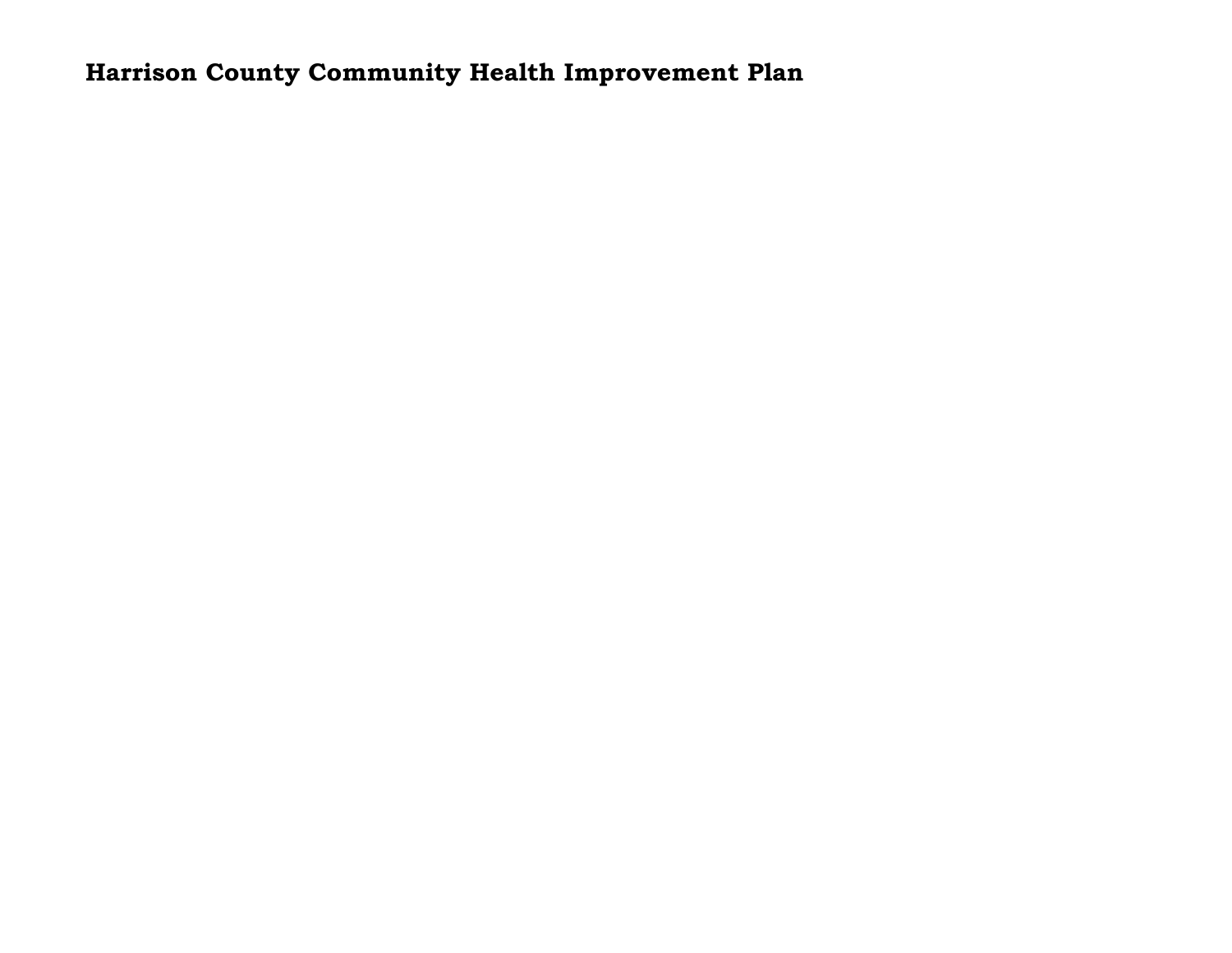# Harrison County Community Health Improvement Plan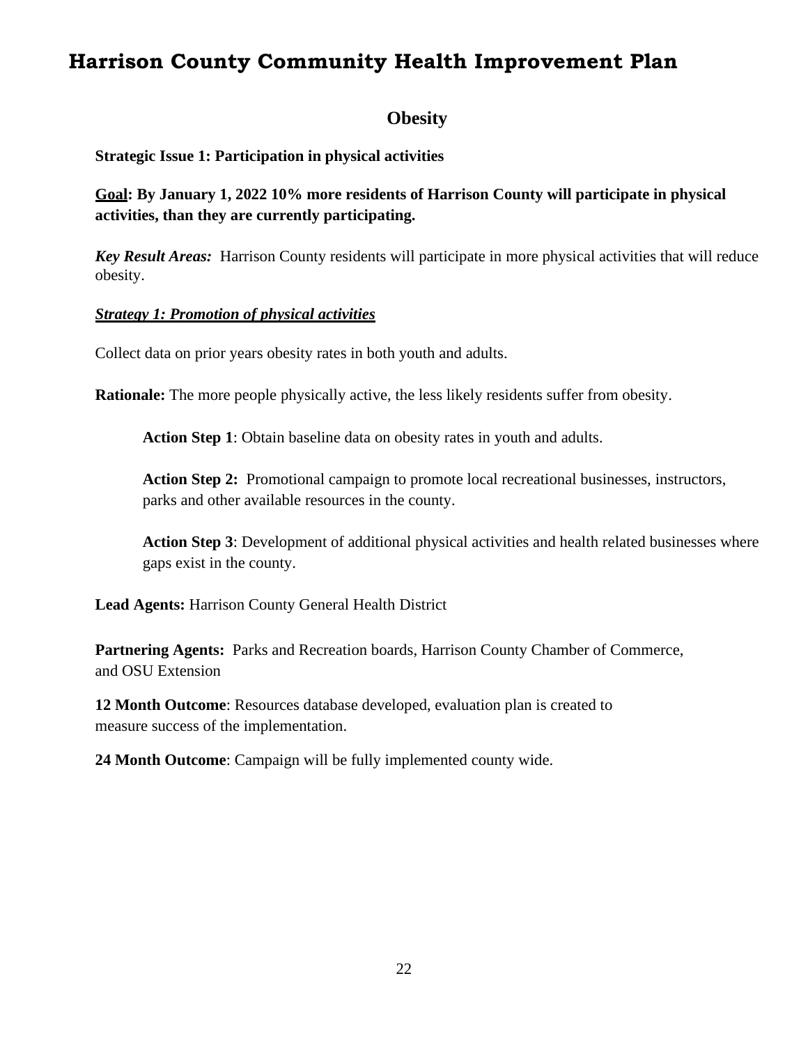# Harrison County Community Health Improvement Plan

## Obesity

**Strategic Issue 1: Participation in physical activities**

**<u>Goal</u>: By January 1, 2022 10% more residents of Harrison County will participate in physical activities, than they are currently participating.**

***Key Result Areas:*** Harrison County residents will participate in more physical activities that will reduce obesity.

***<u>Strategy 1: Promotion of physical activities</u>***

Collect data on prior years obesity rates in both youth and adults.

**Rationale:** The more people physically active, the less likely residents suffer from obesity.

> **Action Step 1**: Obtain baseline data on obesity rates in youth and adults.
>
> **Action Step 2:** Promotional campaign to promote local recreational businesses, instructors, parks and other available resources in the county.
>
> **Action Step 3**: Development of additional physical activities and health related businesses where gaps exist in the county.

**Lead Agents:** Harrison County General Health District

**Partnering Agents:** Parks and Recreation boards, Harrison County Chamber of Commerce, and OSU Extension

**12 Month Outcome**: Resources database developed, evaluation plan is created to measure success of the implementation.

**24 Month Outcome**: Campaign will be fully implemented county wide.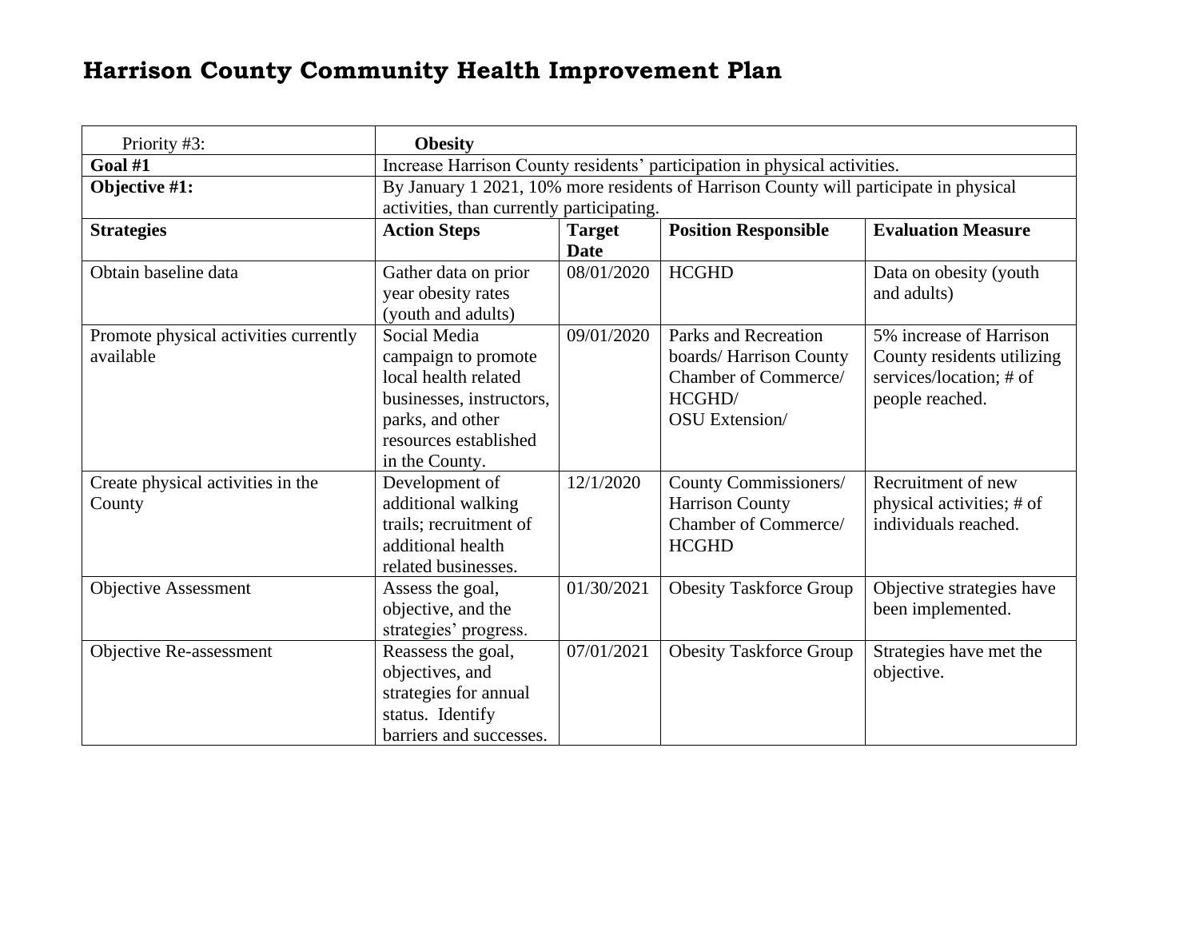# Harrison County Community Health Improvement Plan

| Priority #3: | **Obesity** | | | |
|---|---|---|---|---|
| **Goal #1** | Increase Harrison County residents' participation in physical activities. | | | |
| **Objective #1:** | By January 1 2021, 10% more residents of Harrison County will participate in physical activities, than currently participating. | | | |
| **Strategies** | **Action Steps** | **Target Date** | **Position Responsible** | **Evaluation Measure** |
| Obtain baseline data | Gather data on prior year obesity rates (youth and adults) | 08/01/2020 | HCGHD | Data on obesity (youth and adults) |
| Promote physical activities currently available | Social Media campaign to promote local health related businesses, instructors, parks, and other resources established in the County. | 09/01/2020 | Parks and Recreation boards/ Harrison County Chamber of Commerce/ HCGHD/ OSU Extension/ | 5% increase of Harrison County residents utilizing services/location; # of people reached. |
| Create physical activities in the County | Development of additional walking trails; recruitment of additional health related businesses. | 12/1/2020 | County Commissioners/ Harrison County Chamber of Commerce/ HCGHD | Recruitment of new physical activities; # of individuals reached. |
| Objective Assessment | Assess the goal, objective, and the strategies' progress. | 01/30/2021 | Obesity Taskforce Group | Objective strategies have been implemented. |
| Objective Re-assessment | Reassess the goal, objectives, and strategies for annual status. Identify barriers and successes. | 07/01/2021 | Obesity Taskforce Group | Strategies have met the objective. |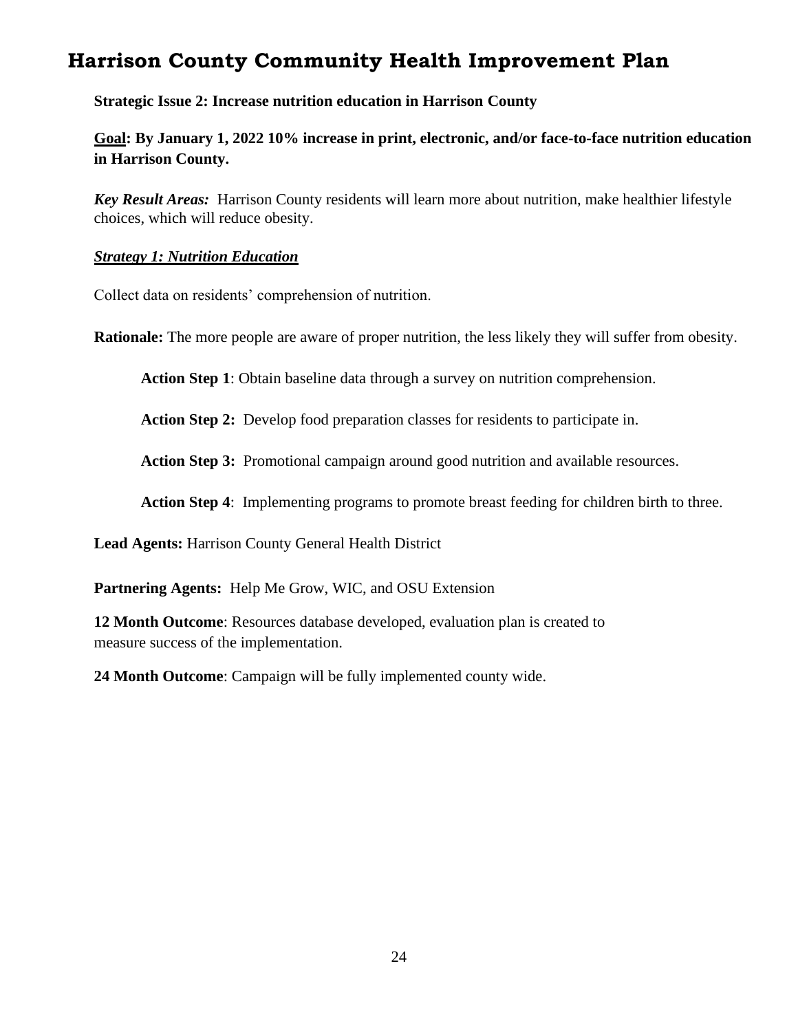# Harrison County Community Health Improvement Plan

**Strategic Issue 2: Increase nutrition education in Harrison County**

**<u>Goal</u>: By January 1, 2022 10% increase in print, electronic, and/or face-to-face nutrition education in Harrison County.**

***Key Result Areas:*** Harrison County residents will learn more about nutrition, make healthier lifestyle choices, which will reduce obesity.

***<u>Strategy 1: Nutrition Education</u>***

Collect data on residents' comprehension of nutrition.

**Rationale:** The more people are aware of proper nutrition, the less likely they will suffer from obesity.

> **Action Step 1**: Obtain baseline data through a survey on nutrition comprehension.
>
> **Action Step 2:** Develop food preparation classes for residents to participate in.
>
> **Action Step 3:** Promotional campaign around good nutrition and available resources.
>
> **Action Step 4**: Implementing programs to promote breast feeding for children birth to three.

**Lead Agents:** Harrison County General Health District

**Partnering Agents:** Help Me Grow, WIC, and OSU Extension

**12 Month Outcome**: Resources database developed, evaluation plan is created to measure success of the implementation.

**24 Month Outcome**: Campaign will be fully implemented county wide.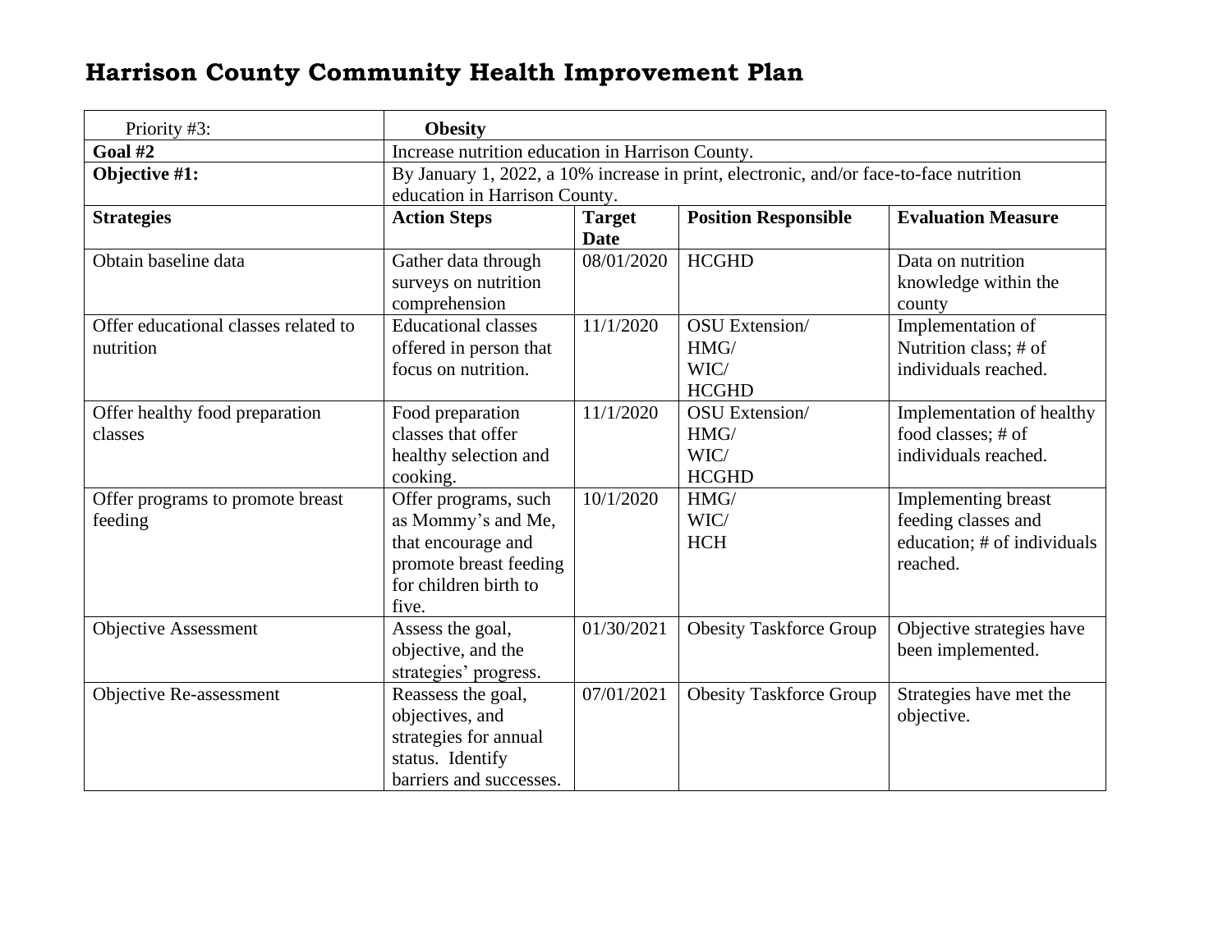# Harrison County Community Health Improvement Plan

| Priority #3: | **Obesity** | | | |
|---|---|---|---|---|
| **Goal #2** | Increase nutrition education in Harrison County. | | | |
| **Objective #1:** | By January 1, 2022, a 10% increase in print, electronic, and/or face-to-face nutrition education in Harrison County. | | | |
| **Strategies** | **Action Steps** | **Target Date** | **Position Responsible** | **Evaluation Measure** |
| Obtain baseline data | Gather data through surveys on nutrition comprehension | 08/01/2020 | HCGHD | Data on nutrition knowledge within the county |
| Offer educational classes related to nutrition | Educational classes offered in person that focus on nutrition. | 11/1/2020 | OSU Extension/ HMG/ WIC/ HCGHD | Implementation of Nutrition class; # of individuals reached. |
| Offer healthy food preparation classes | Food preparation classes that offer healthy selection and cooking. | 11/1/2020 | OSU Extension/ HMG/ WIC/ HCGHD | Implementation of healthy food classes; # of individuals reached. |
| Offer programs to promote breast feeding | Offer programs, such as Mommy's and Me, that encourage and promote breast feeding for children birth to five. | 10/1/2020 | HMG/ WIC/ HCH | Implementing breast feeding classes and education; # of individuals reached. |
| Objective Assessment | Assess the goal, objective, and the strategies' progress. | 01/30/2021 | Obesity Taskforce Group | Objective strategies have been implemented. |
| Objective Re-assessment | Reassess the goal, objectives, and strategies for annual status. Identify barriers and successes. | 07/01/2021 | Obesity Taskforce Group | Strategies have met the objective. |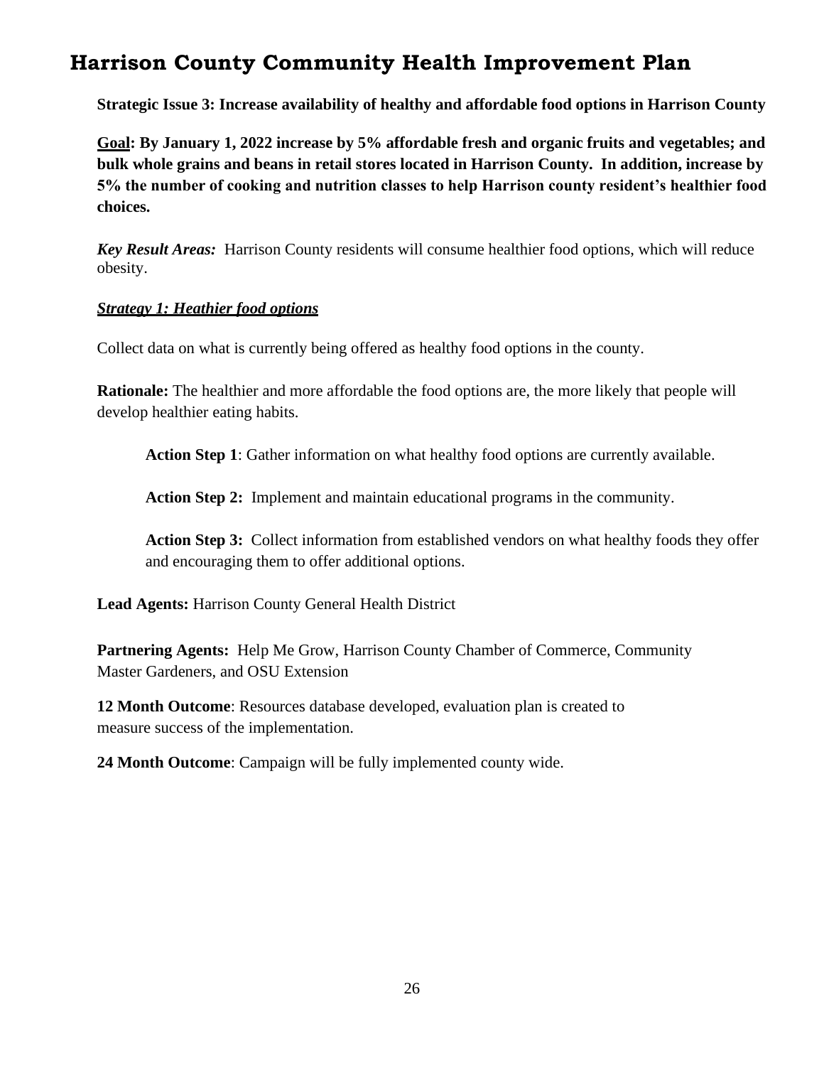# Harrison County Community Health Improvement Plan

**Strategic Issue 3: Increase availability of healthy and affordable food options in Harrison County**

**<u>Goal</u>: By January 1, 2022 increase by 5% affordable fresh and organic fruits and vegetables; and bulk whole grains and beans in retail stores located in Harrison County. In addition, increase by 5% the number of cooking and nutrition classes to help Harrison county resident's healthier food choices.**

***Key Result Areas:*** Harrison County residents will consume healthier food options, which will reduce obesity.

***<u>Strategy 1: Heathier food options</u>***

Collect data on what is currently being offered as healthy food options in the county.

**Rationale:** The healthier and more affordable the food options are, the more likely that people will develop healthier eating habits.

> **Action Step 1**: Gather information on what healthy food options are currently available.
>
> **Action Step 2:** Implement and maintain educational programs in the community.
>
> **Action Step 3:** Collect information from established vendors on what healthy foods they offer and encouraging them to offer additional options.

**Lead Agents:** Harrison County General Health District

**Partnering Agents:** Help Me Grow, Harrison County Chamber of Commerce, Community Master Gardeners, and OSU Extension

**12 Month Outcome**: Resources database developed, evaluation plan is created to measure success of the implementation.

**24 Month Outcome**: Campaign will be fully implemented county wide.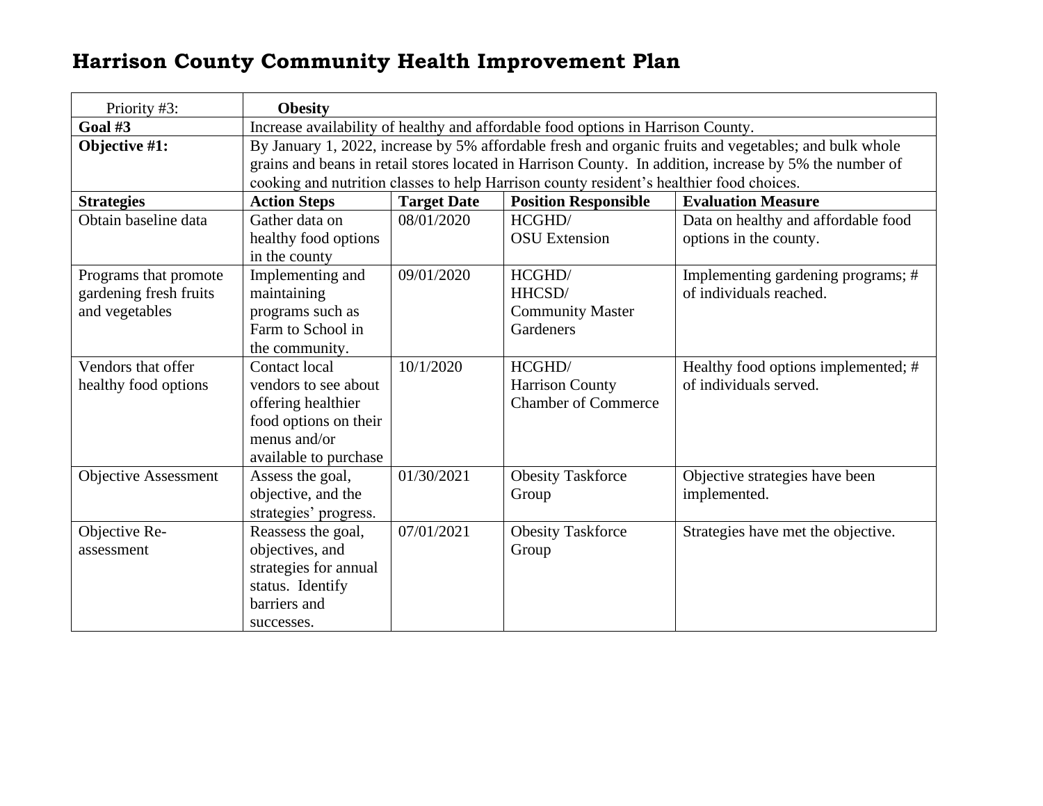# Harrison County Community Health Improvement Plan

| Priority #3: | **Obesity** | | | |
|---|---|---|---|---|
| **Goal #3** | Increase availability of healthy and affordable food options in Harrison County. | | | |
| **Objective #1:** | By January 1, 2022, increase by 5% affordable fresh and organic fruits and vegetables; and bulk whole grains and beans in retail stores located in Harrison County. In addition, increase by 5% the number of cooking and nutrition classes to help Harrison county resident's healthier food choices. | | | |
| **Strategies** | **Action Steps** | **Target Date** | **Position Responsible** | **Evaluation Measure** |
| Obtain baseline data | Gather data on healthy food options in the county | 08/01/2020 | HCGHD/ OSU Extension | Data on healthy and affordable food options in the county. |
| Programs that promote gardening fresh fruits and vegetables | Implementing and maintaining programs such as Farm to School in the community. | 09/01/2020 | HCGHD/ HHCSD/ Community Master Gardeners | Implementing gardening programs; # of individuals reached. |
| Vendors that offer healthy food options | Contact local vendors to see about offering healthier food options on their menus and/or available to purchase | 10/1/2020 | HCGHD/ Harrison County Chamber of Commerce | Healthy food options implemented; # of individuals served. |
| Objective Assessment | Assess the goal, objective, and the strategies' progress. | 01/30/2021 | Obesity Taskforce Group | Objective strategies have been implemented. |
| Objective Re-assessment | Reassess the goal, objectives, and strategies for annual status. Identify barriers and successes. | 07/01/2021 | Obesity Taskforce Group | Strategies have met the objective. |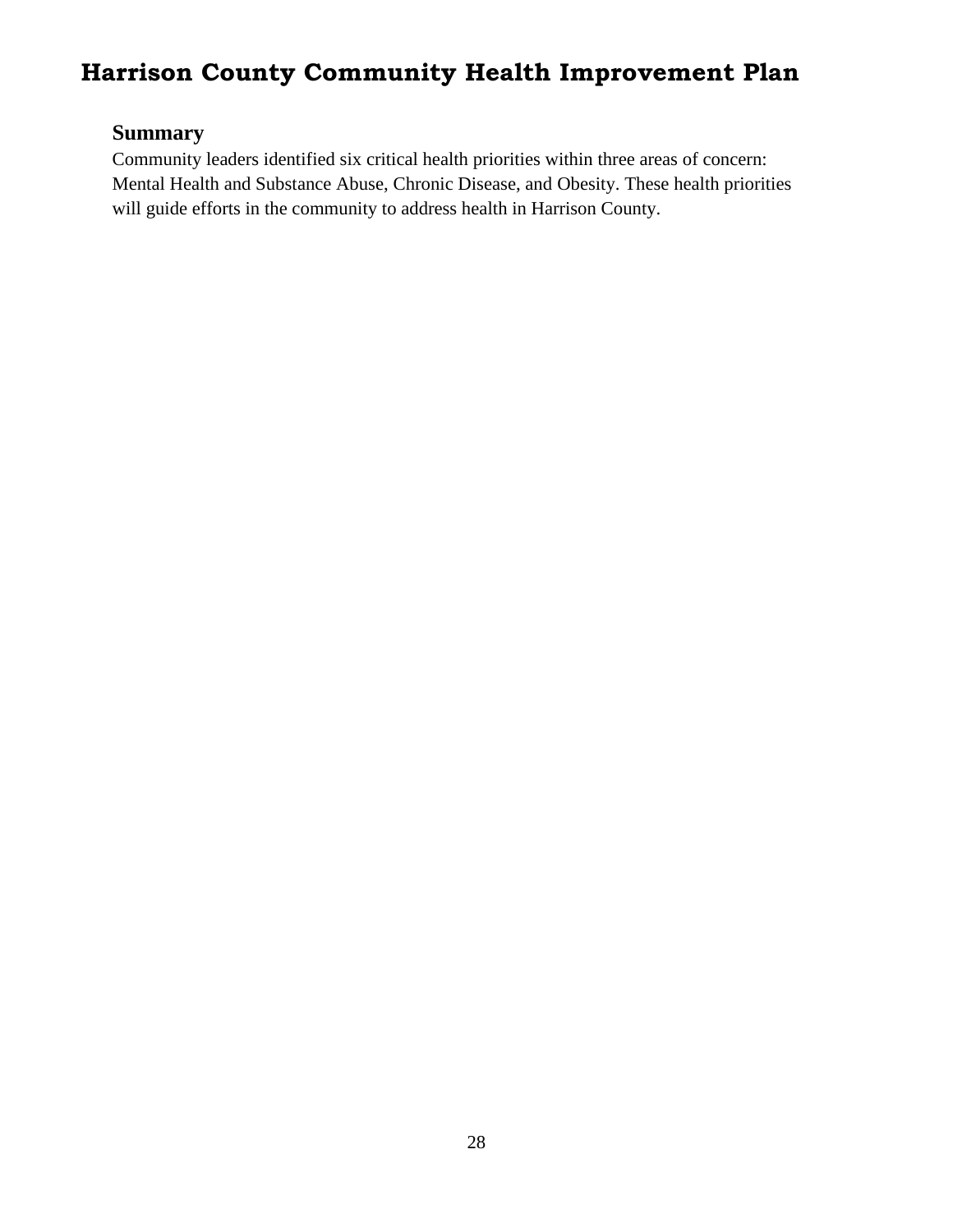# Harrison County Community Health Improvement Plan

## Summary

Community leaders identified six critical health priorities within three areas of concern: Mental Health and Substance Abuse, Chronic Disease, and Obesity. These health priorities will guide efforts in the community to address health in Harrison County.